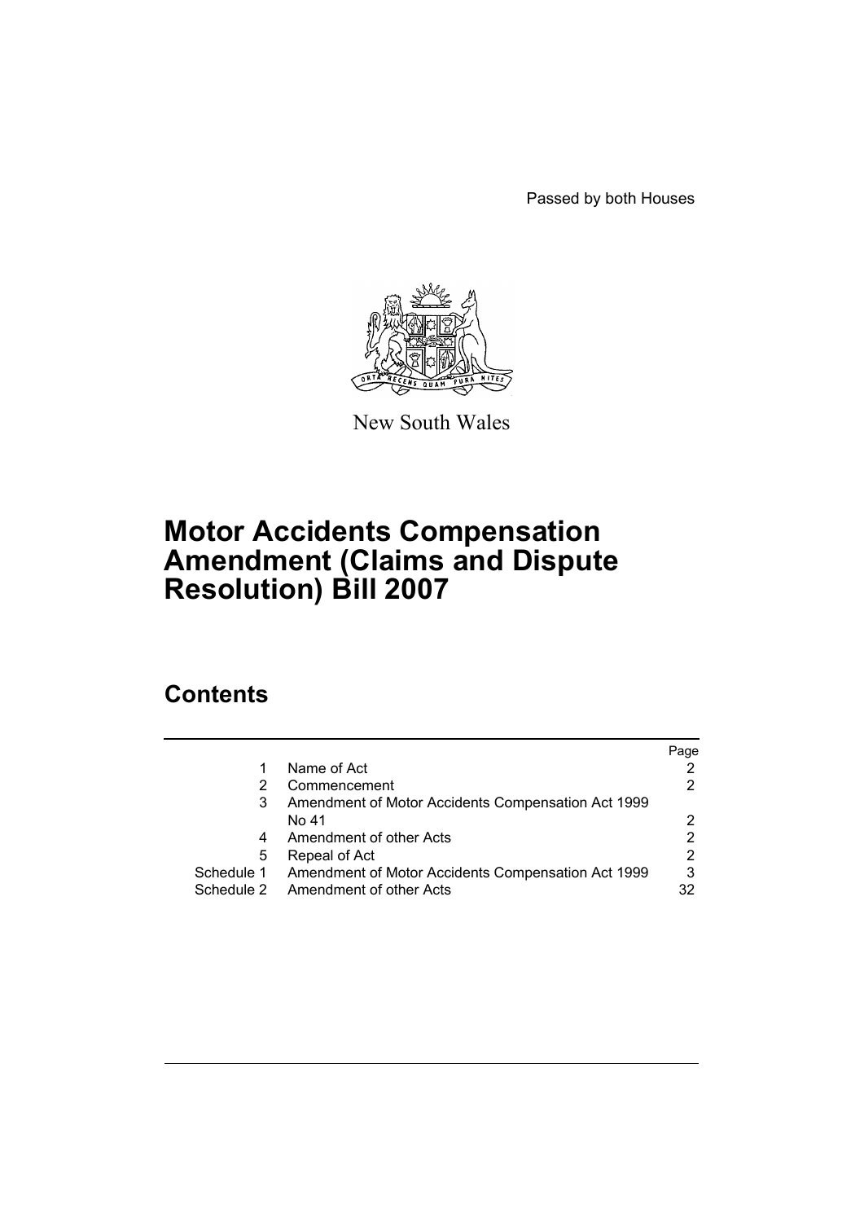Passed by both Houses

New South Wales

# Motor Accidents Compensation Amendment (Claims and Dispute Resolution) Bill 2007

## Contents

| | | Page |
|---|---|---|
| 1 | Name of Act | 2 |
| 2 | Commencement | 2 |
| 3 | Amendment of Motor Accidents Compensation Act 1999 No 41 | 2 |
| 4 | Amendment of other Acts | 2 |
| 5 | Repeal of Act | 2 |
| Schedule 1 | Amendment of Motor Accidents Compensation Act 1999 | 3 |
| Schedule 2 | Amendment of other Acts | 32 |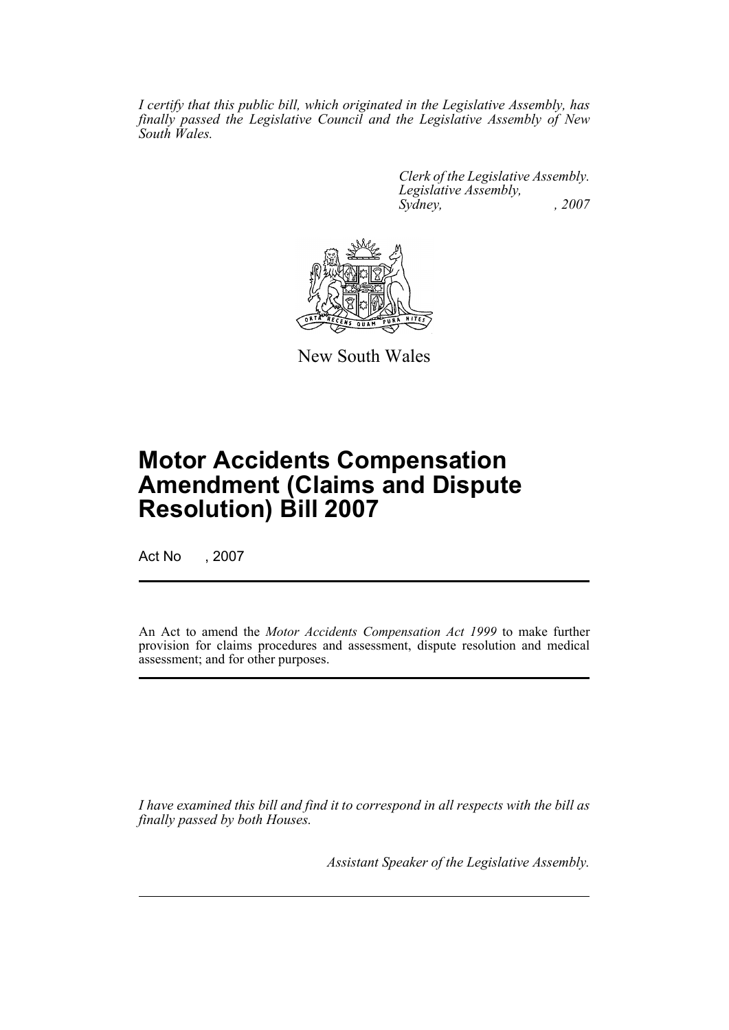*I certify that this public bill, which originated in the Legislative Assembly, has finally passed the Legislative Council and the Legislative Assembly of New South Wales.*

*Clerk of the Legislative Assembly.*
*Legislative Assembly,*
*Sydney, , 2007*

New South Wales

# Motor Accidents Compensation Amendment (Claims and Dispute Resolution) Bill 2007

Act No , 2007

An Act to amend the *Motor Accidents Compensation Act 1999* to make further provision for claims procedures and assessment, dispute resolution and medical assessment; and for other purposes.

*I have examined this bill and find it to correspond in all respects with the bill as finally passed by both Houses.*

*Assistant Speaker of the Legislative Assembly.*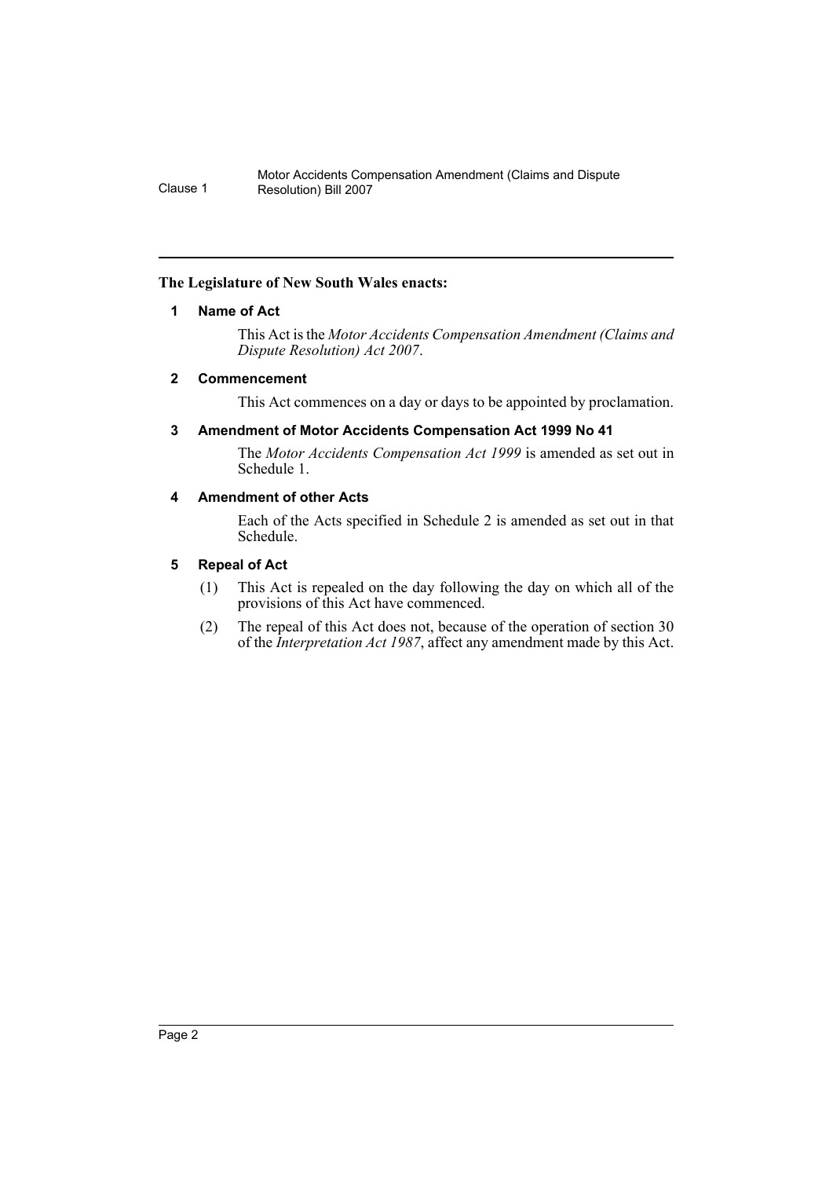**The Legislature of New South Wales enacts:**

### 1 Name of Act

This Act is the *Motor Accidents Compensation Amendment (Claims and Dispute Resolution) Act 2007*.

### 2 Commencement

This Act commences on a day or days to be appointed by proclamation.

### 3 Amendment of Motor Accidents Compensation Act 1999 No 41

The *Motor Accidents Compensation Act 1999* is amended as set out in Schedule 1.

### 4 Amendment of other Acts

Each of the Acts specified in Schedule 2 is amended as set out in that Schedule.

### 5 Repeal of Act

(1) This Act is repealed on the day following the day on which all of the provisions of this Act have commenced.

(2) The repeal of this Act does not, because of the operation of section 30 of the *Interpretation Act 1987*, affect any amendment made by this Act.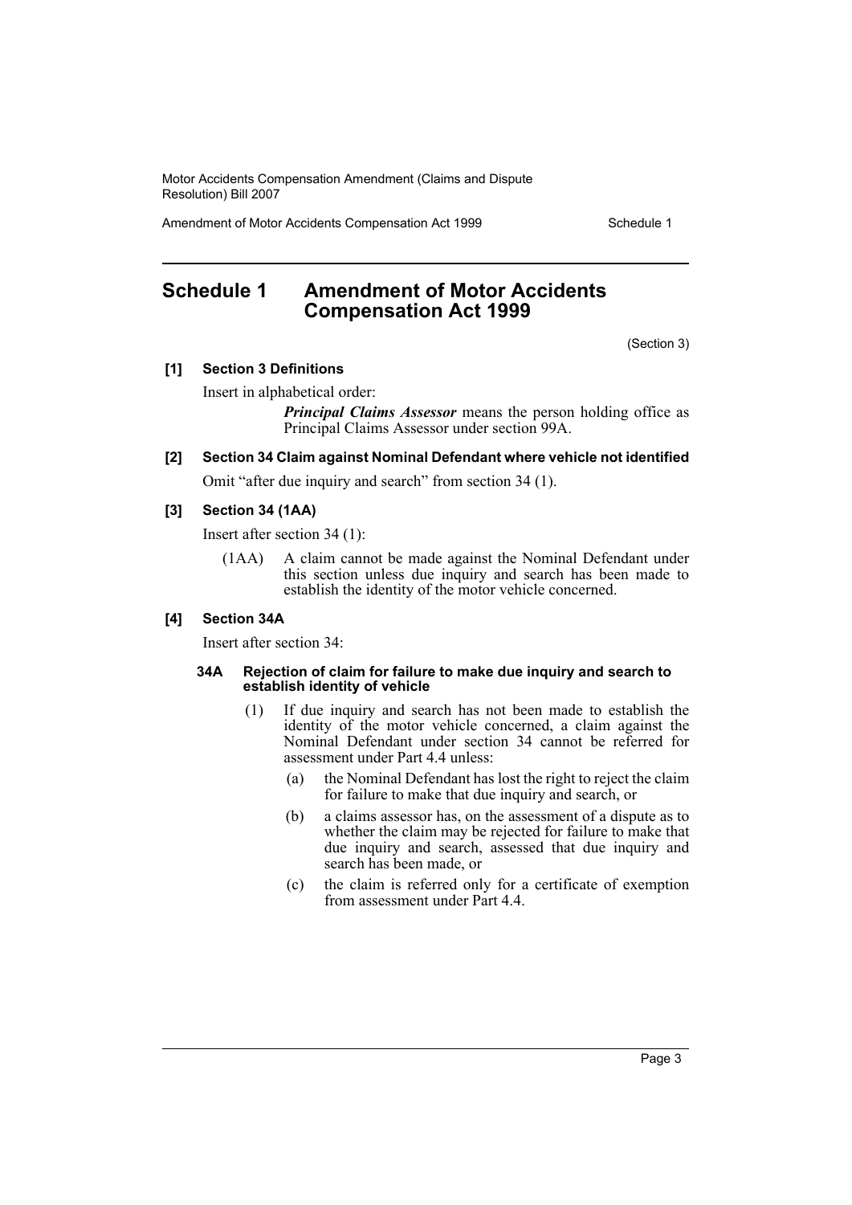# Schedule 1 Amendment of Motor Accidents Compensation Act 1999

(Section 3)

**[1] Section 3 Definitions**

Insert in alphabetical order:

> ***Principal Claims Assessor*** means the person holding office as Principal Claims Assessor under section 99A.

**[2] Section 34 Claim against Nominal Defendant where vehicle not identified**

Omit "after due inquiry and search" from section 34 (1).

**[3] Section 34 (1AA)**

Insert after section 34 (1):

> (1AA) A claim cannot be made against the Nominal Defendant under this section unless due inquiry and search has been made to establish the identity of the motor vehicle concerned.

**[4] Section 34A**

Insert after section 34:

> **34A Rejection of claim for failure to make due inquiry and search to establish identity of vehicle**
>
> (1) If due inquiry and search has not been made to establish the identity of the motor vehicle concerned, a claim against the Nominal Defendant under section 34 cannot be referred for assessment under Part 4.4 unless:
>
> (a) the Nominal Defendant has lost the right to reject the claim for failure to make that due inquiry and search, or
>
> (b) a claims assessor has, on the assessment of a dispute as to whether the claim may be rejected for failure to make that due inquiry and search, assessed that due inquiry and search has been made, or
>
> (c) the claim is referred only for a certificate of exemption from assessment under Part 4.4.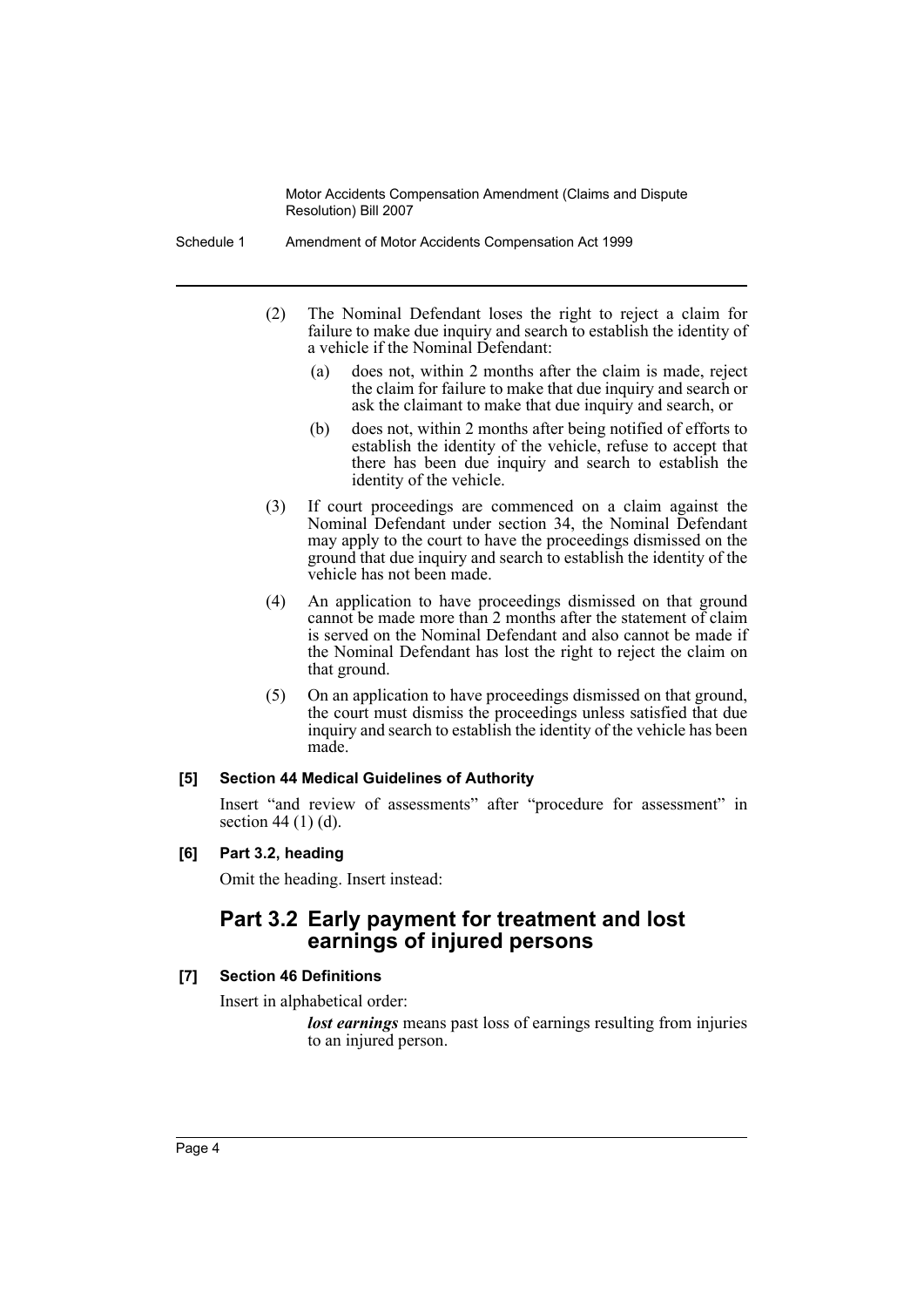(2) The Nominal Defendant loses the right to reject a claim for failure to make due inquiry and search to establish the identity of a vehicle if the Nominal Defendant:

(a) does not, within 2 months after the claim is made, reject the claim for failure to make that due inquiry and search or ask the claimant to make that due inquiry and search, or

(b) does not, within 2 months after being notified of efforts to establish the identity of the vehicle, refuse to accept that there has been due inquiry and search to establish the identity of the vehicle.

(3) If court proceedings are commenced on a claim against the Nominal Defendant under section 34, the Nominal Defendant may apply to the court to have the proceedings dismissed on the ground that due inquiry and search to establish the identity of the vehicle has not been made.

(4) An application to have proceedings dismissed on that ground cannot be made more than 2 months after the statement of claim is served on the Nominal Defendant and also cannot be made if the Nominal Defendant has lost the right to reject the claim on that ground.

(5) On an application to have proceedings dismissed on that ground, the court must dismiss the proceedings unless satisfied that due inquiry and search to establish the identity of the vehicle has been made.

#### [5] Section 44 Medical Guidelines of Authority

Insert "and review of assessments" after "procedure for assessment" in section 44 (1) (d).

#### [6] Part 3.2, heading

Omit the heading. Insert instead:

## Part 3.2 Early payment for treatment and lost earnings of injured persons

#### [7] Section 46 Definitions

Insert in alphabetical order:

***lost earnings*** means past loss of earnings resulting from injuries to an injured person.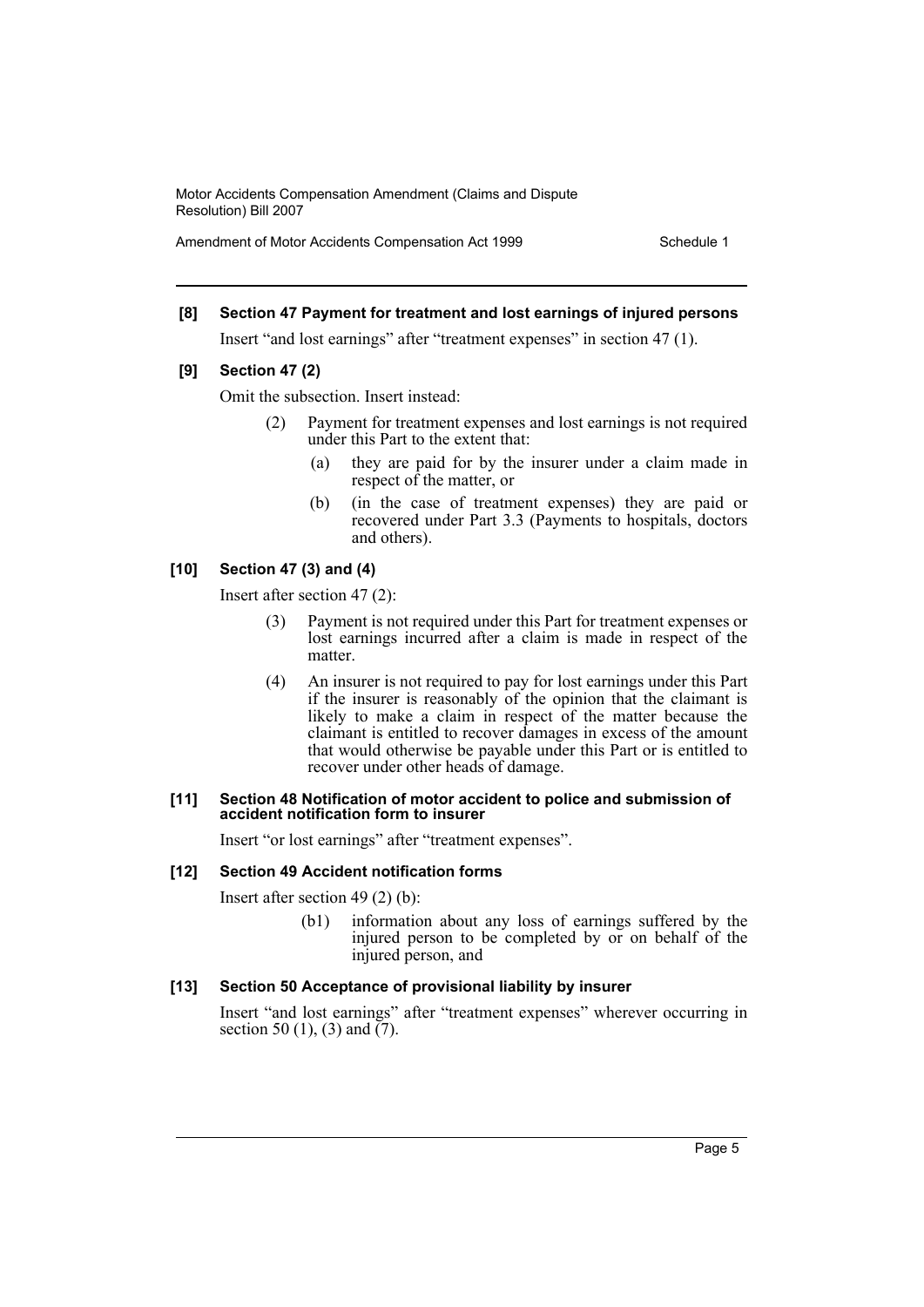**[8] Section 47 Payment for treatment and lost earnings of injured persons**

Insert "and lost earnings" after "treatment expenses" in section 47 (1).

**[9] Section 47 (2)**

Omit the subsection. Insert instead:

> (2) Payment for treatment expenses and lost earnings is not required under this Part to the extent that:
>
> (a) they are paid for by the insurer under a claim made in respect of the matter, or
>
> (b) (in the case of treatment expenses) they are paid or recovered under Part 3.3 (Payments to hospitals, doctors and others).

**[10] Section 47 (3) and (4)**

Insert after section 47 (2):

> (3) Payment is not required under this Part for treatment expenses or lost earnings incurred after a claim is made in respect of the matter.
>
> (4) An insurer is not required to pay for lost earnings under this Part if the insurer is reasonably of the opinion that the claimant is likely to make a claim in respect of the matter because the claimant is entitled to recover damages in excess of the amount that would otherwise be payable under this Part or is entitled to recover under other heads of damage.

**[11] Section 48 Notification of motor accident to police and submission of accident notification form to insurer**

Insert "or lost earnings" after "treatment expenses".

**[12] Section 49 Accident notification forms**

Insert after section 49 (2) (b):

> (b1) information about any loss of earnings suffered by the injured person to be completed by or on behalf of the injured person, and

**[13] Section 50 Acceptance of provisional liability by insurer**

Insert "and lost earnings" after "treatment expenses" wherever occurring in section 50 (1), (3) and (7).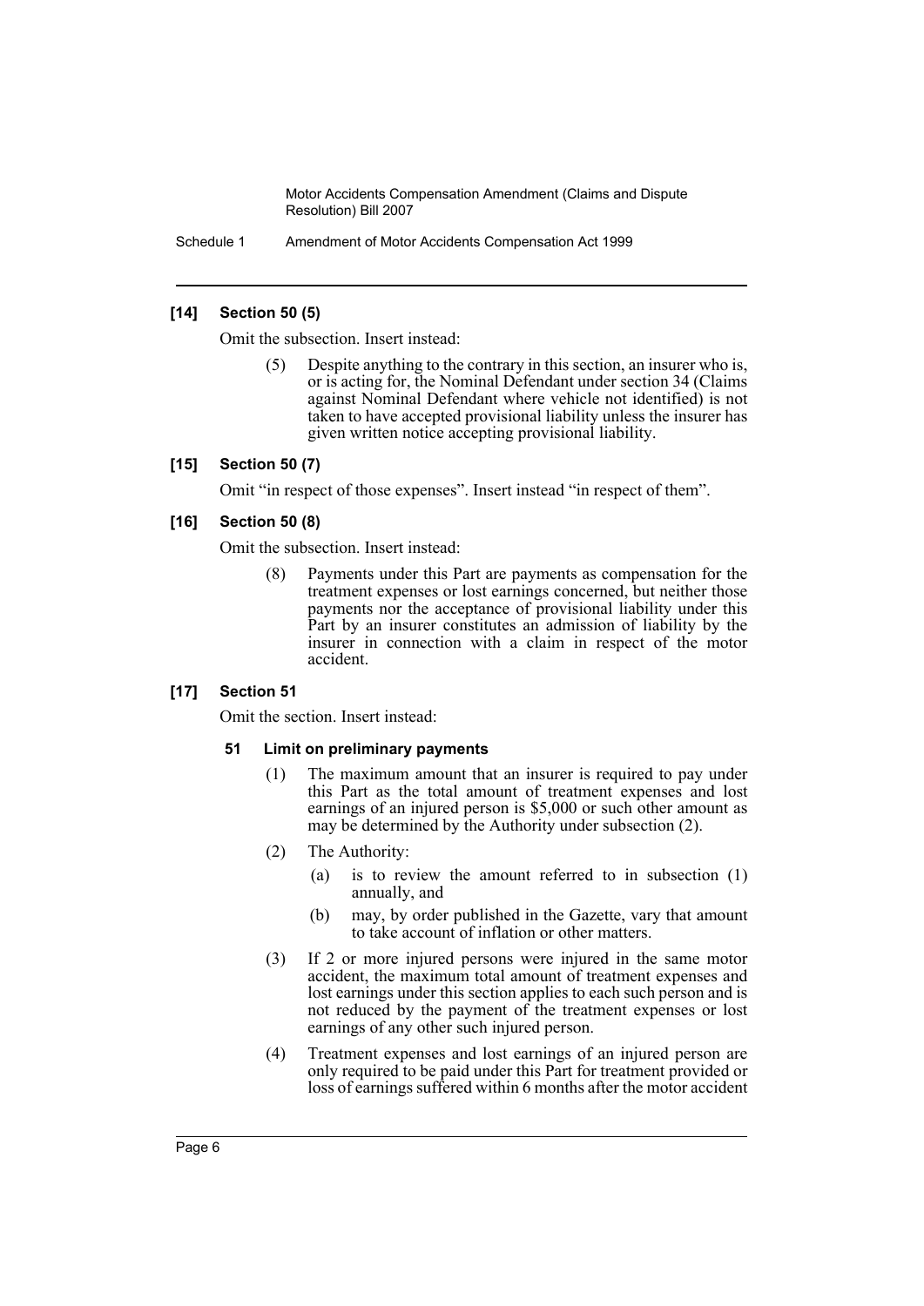**[14] Section 50 (5)**

Omit the subsection. Insert instead:

> (5) Despite anything to the contrary in this section, an insurer who is, or is acting for, the Nominal Defendant under section 34 (Claims against Nominal Defendant where vehicle not identified) is not taken to have accepted provisional liability unless the insurer has given written notice accepting provisional liability.

**[15] Section 50 (7)**

Omit "in respect of those expenses". Insert instead "in respect of them".

**[16] Section 50 (8)**

Omit the subsection. Insert instead:

> (8) Payments under this Part are payments as compensation for the treatment expenses or lost earnings concerned, but neither those payments nor the acceptance of provisional liability under this Part by an insurer constitutes an admission of liability by the insurer in connection with a claim in respect of the motor accident.

**[17] Section 51**

Omit the section. Insert instead:

> **51 Limit on preliminary payments**
>
> (1) The maximum amount that an insurer is required to pay under this Part as the total amount of treatment expenses and lost earnings of an injured person is $5,000 or such other amount as may be determined by the Authority under subsection (2).
>
> (2) The Authority:
>
> (a) is to review the amount referred to in subsection (1) annually, and
>
> (b) may, by order published in the Gazette, vary that amount to take account of inflation or other matters.
>
> (3) If 2 or more injured persons were injured in the same motor accident, the maximum total amount of treatment expenses and lost earnings under this section applies to each such person and is not reduced by the payment of the treatment expenses or lost earnings of any other such injured person.
>
> (4) Treatment expenses and lost earnings of an injured person are only required to be paid under this Part for treatment provided or loss of earnings suffered within 6 months after the motor accident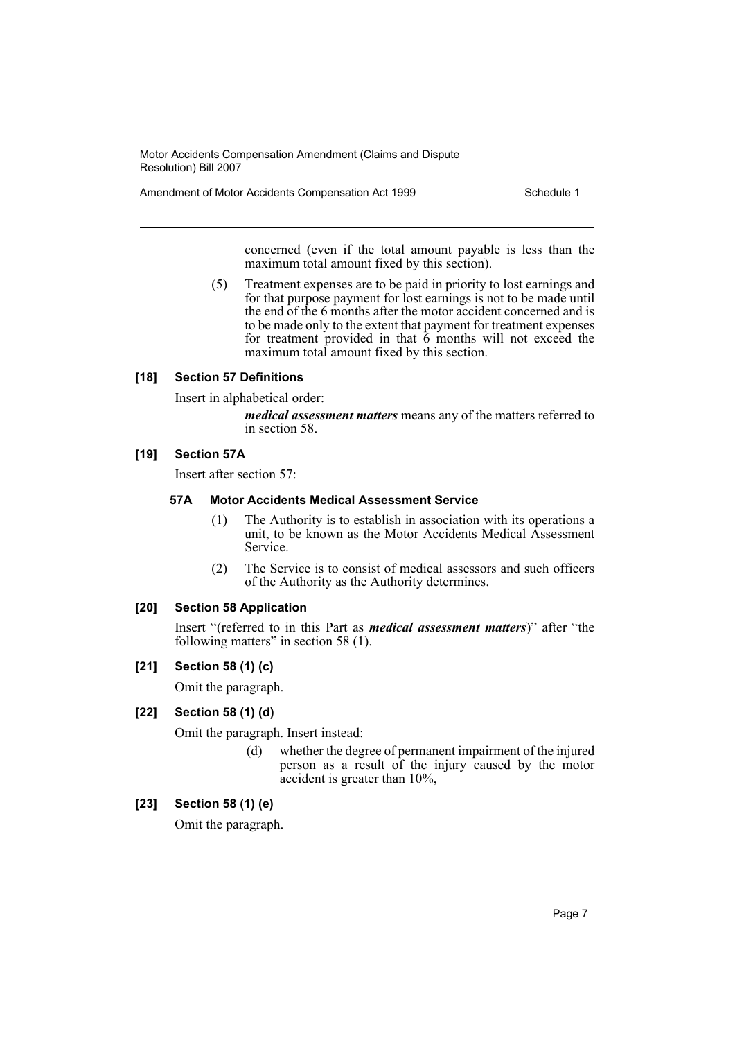concerned (even if the total amount payable is less than the maximum total amount fixed by this section).

(5) Treatment expenses are to be paid in priority to lost earnings and for that purpose payment for lost earnings is not to be made until the end of the 6 months after the motor accident concerned and is to be made only to the extent that payment for treatment expenses for treatment provided in that 6 months will not exceed the maximum total amount fixed by this section.

#### [18] Section 57 Definitions

Insert in alphabetical order:

***medical assessment matters*** means any of the matters referred to in section 58.

#### [19] Section 57A

Insert after section 57:

##### 57A Motor Accidents Medical Assessment Service

(1) The Authority is to establish in association with its operations a unit, to be known as the Motor Accidents Medical Assessment Service.

(2) The Service is to consist of medical assessors and such officers of the Authority as the Authority determines.

#### [20] Section 58 Application

Insert "(referred to in this Part as ***medical assessment matters***)" after "the following matters" in section 58 (1).

#### [21] Section 58 (1) (c)

Omit the paragraph.

#### [22] Section 58 (1) (d)

Omit the paragraph. Insert instead:

(d) whether the degree of permanent impairment of the injured person as a result of the injury caused by the motor accident is greater than 10%,

#### [23] Section 58 (1) (e)

Omit the paragraph.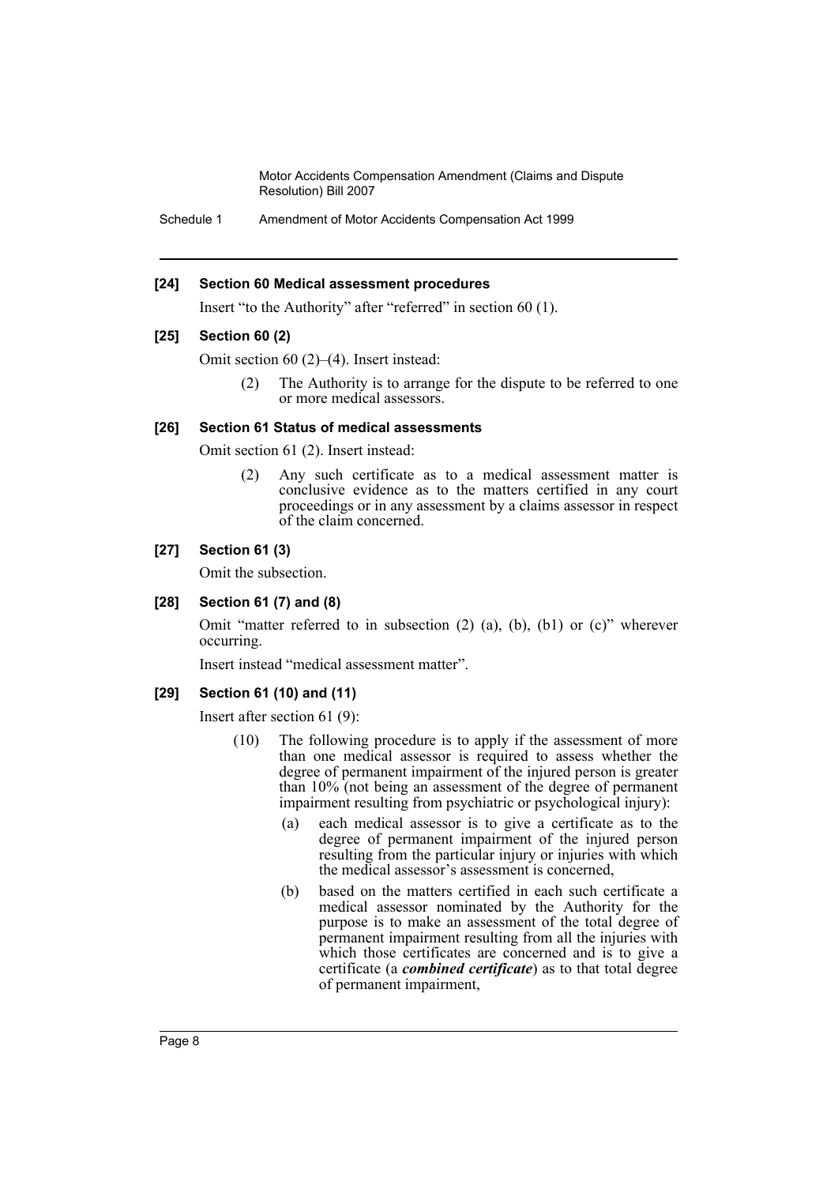**[24] Section 60 Medical assessment procedures**

Insert "to the Authority" after "referred" in section 60 (1).

**[25] Section 60 (2)**

Omit section 60 (2)–(4). Insert instead:

> (2) The Authority is to arrange for the dispute to be referred to one or more medical assessors.

**[26] Section 61 Status of medical assessments**

Omit section 61 (2). Insert instead:

> (2) Any such certificate as to a medical assessment matter is conclusive evidence as to the matters certified in any court proceedings or in any assessment by a claims assessor in respect of the claim concerned.

**[27] Section 61 (3)**

Omit the subsection.

**[28] Section 61 (7) and (8)**

Omit "matter referred to in subsection (2) (a), (b), (b1) or (c)" wherever occurring.

Insert instead "medical assessment matter".

**[29] Section 61 (10) and (11)**

Insert after section 61 (9):

> (10) The following procedure is to apply if the assessment of more than one medical assessor is required to assess whether the degree of permanent impairment of the injured person is greater than 10% (not being an assessment of the degree of permanent impairment resulting from psychiatric or psychological injury):
>
> (a) each medical assessor is to give a certificate as to the degree of permanent impairment of the injured person resulting from the particular injury or injuries with which the medical assessor's assessment is concerned,
>
> (b) based on the matters certified in each such certificate a medical assessor nominated by the Authority for the purpose is to make an assessment of the total degree of permanent impairment resulting from all the injuries with which those certificates are concerned and is to give a certificate (a ***combined certificate***) as to that total degree of permanent impairment,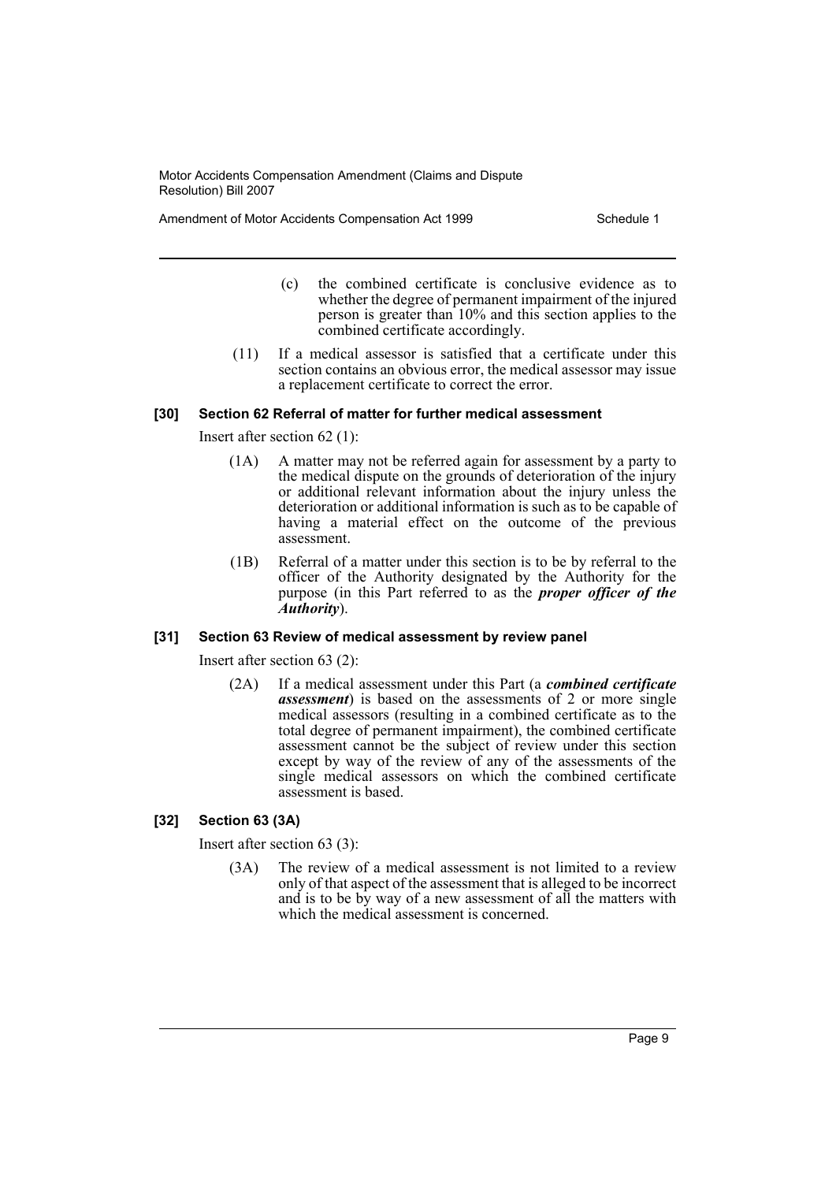(c) the combined certificate is conclusive evidence as to whether the degree of permanent impairment of the injured person is greater than 10% and this section applies to the combined certificate accordingly.

(11) If a medical assessor is satisfied that a certificate under this section contains an obvious error, the medical assessor may issue a replacement certificate to correct the error.

#### [30] Section 62 Referral of matter for further medical assessment

Insert after section 62 (1):

(1A) A matter may not be referred again for assessment by a party to the medical dispute on the grounds of deterioration of the injury or additional relevant information about the injury unless the deterioration or additional information is such as to be capable of having a material effect on the outcome of the previous assessment.

(1B) Referral of a matter under this section is to be by referral to the officer of the Authority designated by the Authority for the purpose (in this Part referred to as the ***proper officer of the Authority***).

#### [31] Section 63 Review of medical assessment by review panel

Insert after section 63 (2):

(2A) If a medical assessment under this Part (a ***combined certificate assessment***) is based on the assessments of 2 or more single medical assessors (resulting in a combined certificate as to the total degree of permanent impairment), the combined certificate assessment cannot be the subject of review under this section except by way of the review of any of the assessments of the single medical assessors on which the combined certificate assessment is based.

#### [32] Section 63 (3A)

Insert after section 63 (3):

(3A) The review of a medical assessment is not limited to a review only of that aspect of the assessment that is alleged to be incorrect and is to be by way of a new assessment of all the matters with which the medical assessment is concerned.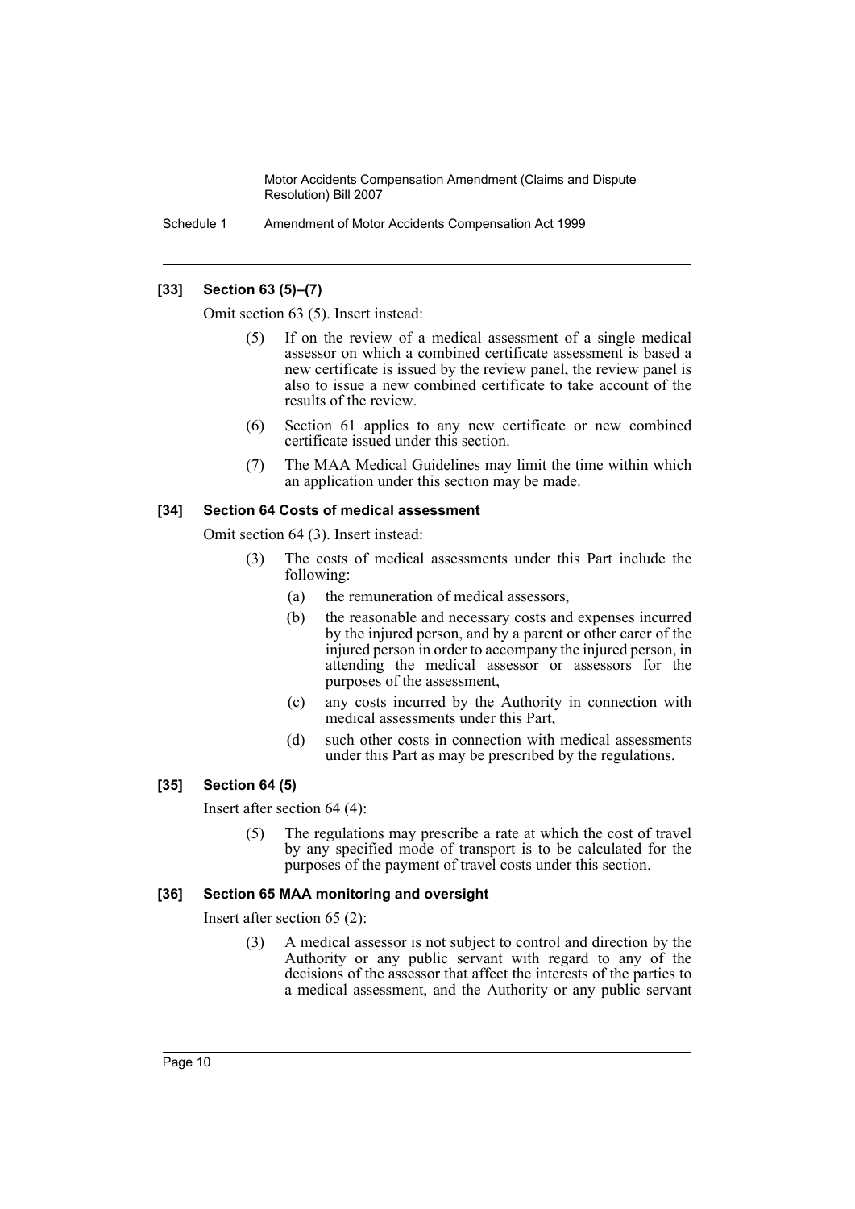#### [33] Section 63 (5)–(7)

Omit section 63 (5). Insert instead:

> (5) If on the review of a medical assessment of a single medical assessor on which a combined certificate assessment is based a new certificate is issued by the review panel, the review panel is also to issue a new combined certificate to take account of the results of the review.
>
> (6) Section 61 applies to any new certificate or new combined certificate issued under this section.
>
> (7) The MAA Medical Guidelines may limit the time within which an application under this section may be made.

#### [34] Section 64 Costs of medical assessment

Omit section 64 (3). Insert instead:

> (3) The costs of medical assessments under this Part include the following:
>
> (a) the remuneration of medical assessors,
>
> (b) the reasonable and necessary costs and expenses incurred by the injured person, and by a parent or other carer of the injured person in order to accompany the injured person, in attending the medical assessor or assessors for the purposes of the assessment,
>
> (c) any costs incurred by the Authority in connection with medical assessments under this Part,
>
> (d) such other costs in connection with medical assessments under this Part as may be prescribed by the regulations.

#### [35] Section 64 (5)

Insert after section 64 (4):

> (5) The regulations may prescribe a rate at which the cost of travel by any specified mode of transport is to be calculated for the purposes of the payment of travel costs under this section.

#### [36] Section 65 MAA monitoring and oversight

Insert after section 65 (2):

> (3) A medical assessor is not subject to control and direction by the Authority or any public servant with regard to any of the decisions of the assessor that affect the interests of the parties to a medical assessment, and the Authority or any public servant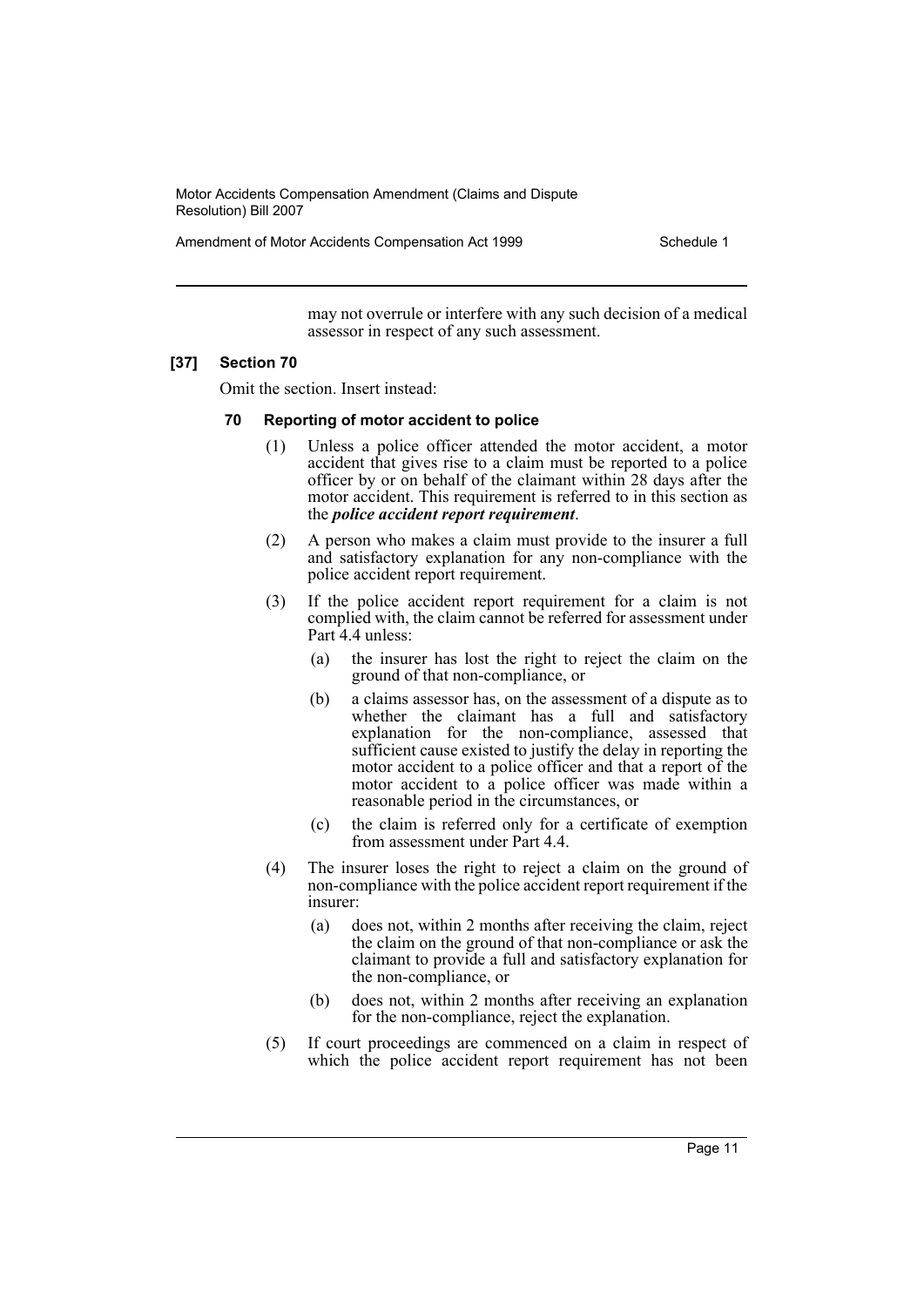may not overrule or interfere with any such decision of a medical assessor in respect of any such assessment.

**[37] Section 70**

Omit the section. Insert instead:

**70 Reporting of motor accident to police**

(1) Unless a police officer attended the motor accident, a motor accident that gives rise to a claim must be reported to a police officer by or on behalf of the claimant within 28 days after the motor accident. This requirement is referred to in this section as the ***police accident report requirement***.

(2) A person who makes a claim must provide to the insurer a full and satisfactory explanation for any non-compliance with the police accident report requirement.

(3) If the police accident report requirement for a claim is not complied with, the claim cannot be referred for assessment under Part 4.4 unless:

(a) the insurer has lost the right to reject the claim on the ground of that non-compliance, or

(b) a claims assessor has, on the assessment of a dispute as to whether the claimant has a full and satisfactory explanation for the non-compliance, assessed that sufficient cause existed to justify the delay in reporting the motor accident to a police officer and that a report of the motor accident to a police officer was made within a reasonable period in the circumstances, or

(c) the claim is referred only for a certificate of exemption from assessment under Part 4.4.

(4) The insurer loses the right to reject a claim on the ground of non-compliance with the police accident report requirement if the insurer:

(a) does not, within 2 months after receiving the claim, reject the claim on the ground of that non-compliance or ask the claimant to provide a full and satisfactory explanation for the non-compliance, or

(b) does not, within 2 months after receiving an explanation for the non-compliance, reject the explanation.

(5) If court proceedings are commenced on a claim in respect of which the police accident report requirement has not been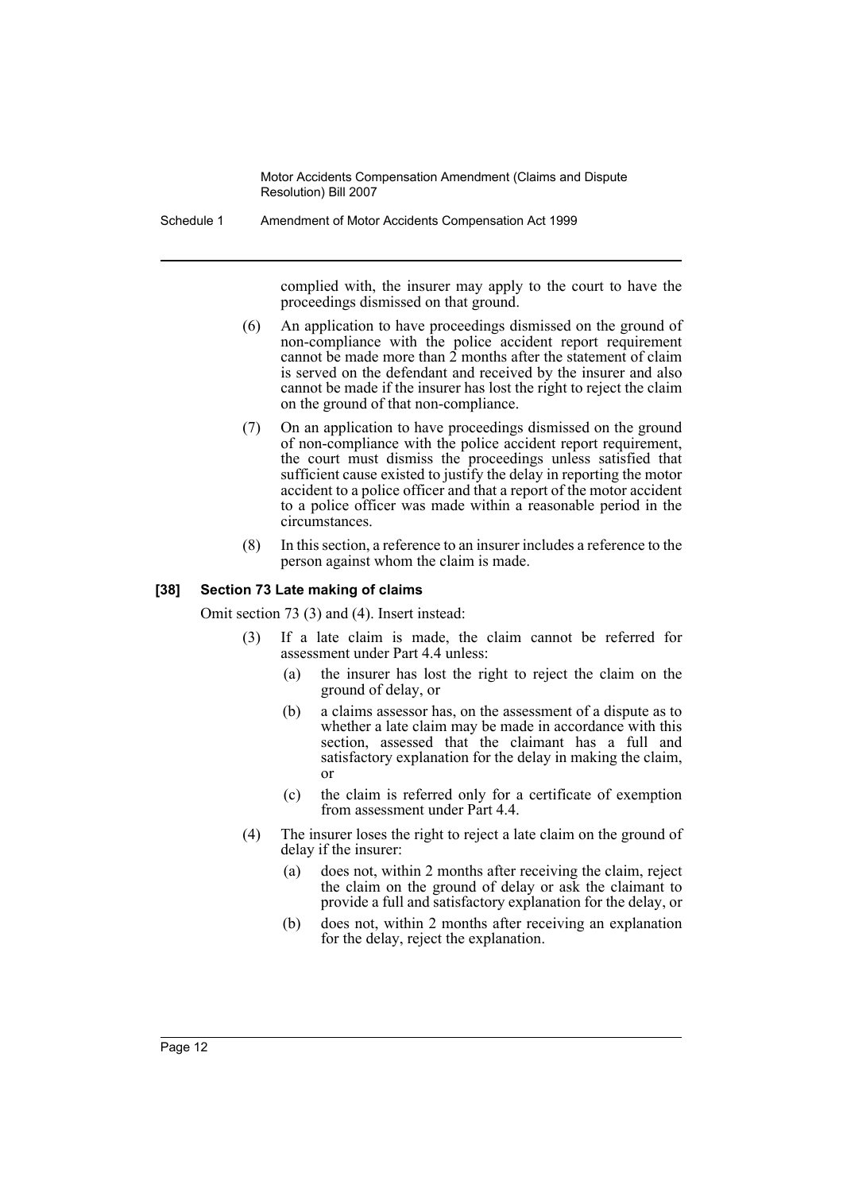complied with, the insurer may apply to the court to have the proceedings dismissed on that ground.

(6) An application to have proceedings dismissed on the ground of non-compliance with the police accident report requirement cannot be made more than 2 months after the statement of claim is served on the defendant and received by the insurer and also cannot be made if the insurer has lost the right to reject the claim on the ground of that non-compliance.

(7) On an application to have proceedings dismissed on the ground of non-compliance with the police accident report requirement, the court must dismiss the proceedings unless satisfied that sufficient cause existed to justify the delay in reporting the motor accident to a police officer and that a report of the motor accident to a police officer was made within a reasonable period in the circumstances.

(8) In this section, a reference to an insurer includes a reference to the person against whom the claim is made.

**[38] Section 73 Late making of claims**

Omit section 73 (3) and (4). Insert instead:

(3) If a late claim is made, the claim cannot be referred for assessment under Part 4.4 unless:

(a) the insurer has lost the right to reject the claim on the ground of delay, or

(b) a claims assessor has, on the assessment of a dispute as to whether a late claim may be made in accordance with this section, assessed that the claimant has a full and satisfactory explanation for the delay in making the claim, or

(c) the claim is referred only for a certificate of exemption from assessment under Part 4.4.

(4) The insurer loses the right to reject a late claim on the ground of delay if the insurer:

(a) does not, within 2 months after receiving the claim, reject the claim on the ground of delay or ask the claimant to provide a full and satisfactory explanation for the delay, or

(b) does not, within 2 months after receiving an explanation for the delay, reject the explanation.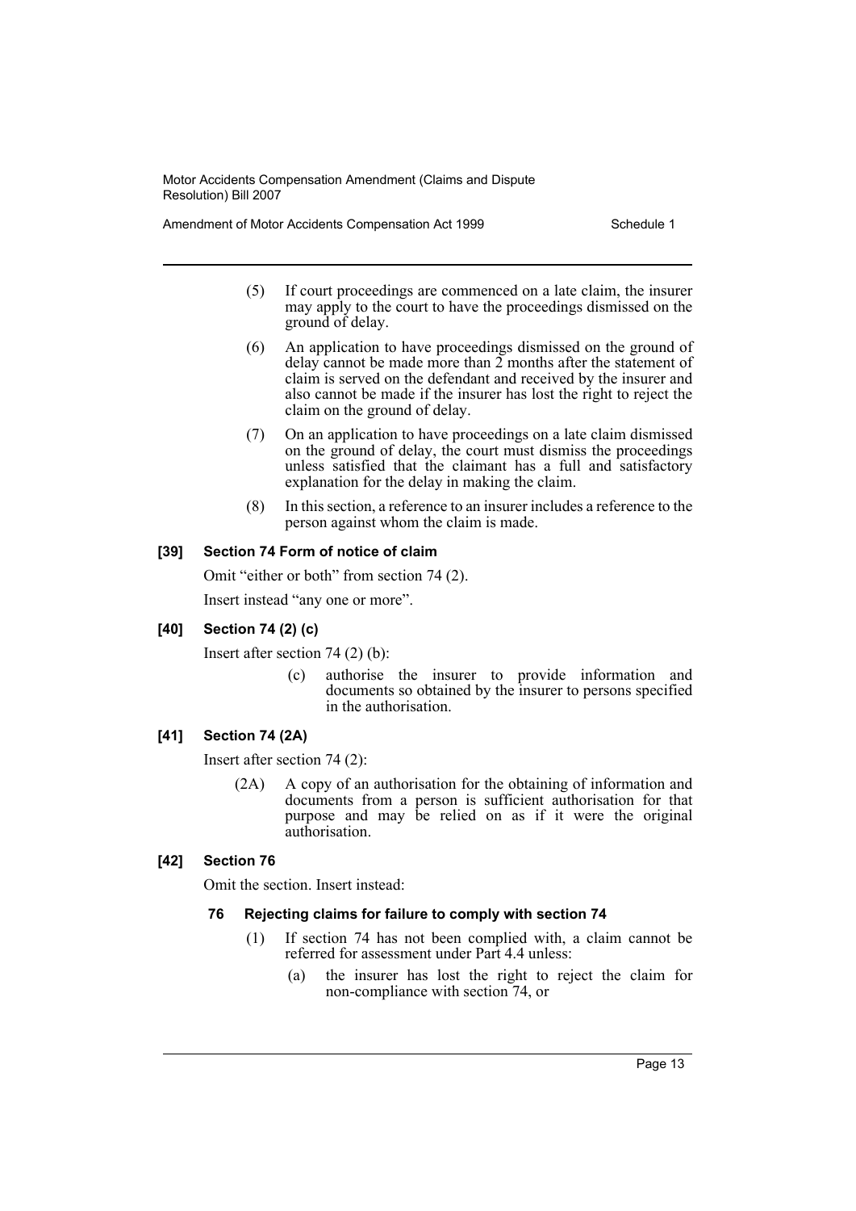(5) If court proceedings are commenced on a late claim, the insurer may apply to the court to have the proceedings dismissed on the ground of delay.

(6) An application to have proceedings dismissed on the ground of delay cannot be made more than 2 months after the statement of claim is served on the defendant and received by the insurer and also cannot be made if the insurer has lost the right to reject the claim on the ground of delay.

(7) On an application to have proceedings on a late claim dismissed on the ground of delay, the court must dismiss the proceedings unless satisfied that the claimant has a full and satisfactory explanation for the delay in making the claim.

(8) In this section, a reference to an insurer includes a reference to the person against whom the claim is made.

### [39] Section 74 Form of notice of claim

Omit "either or both" from section 74 (2).

Insert instead "any one or more".

### [40] Section 74 (2) (c)

Insert after section 74 (2) (b):

(c) authorise the insurer to provide information and documents so obtained by the insurer to persons specified in the authorisation.

### [41] Section 74 (2A)

Insert after section 74 (2):

(2A) A copy of an authorisation for the obtaining of information and documents from a person is sufficient authorisation for that purpose and may be relied on as if it were the original authorisation.

### [42] Section 76

Omit the section. Insert instead:

#### 76 Rejecting claims for failure to comply with section 74

(1) If section 74 has not been complied with, a claim cannot be referred for assessment under Part 4.4 unless:

(a) the insurer has lost the right to reject the claim for non-compliance with section 74, or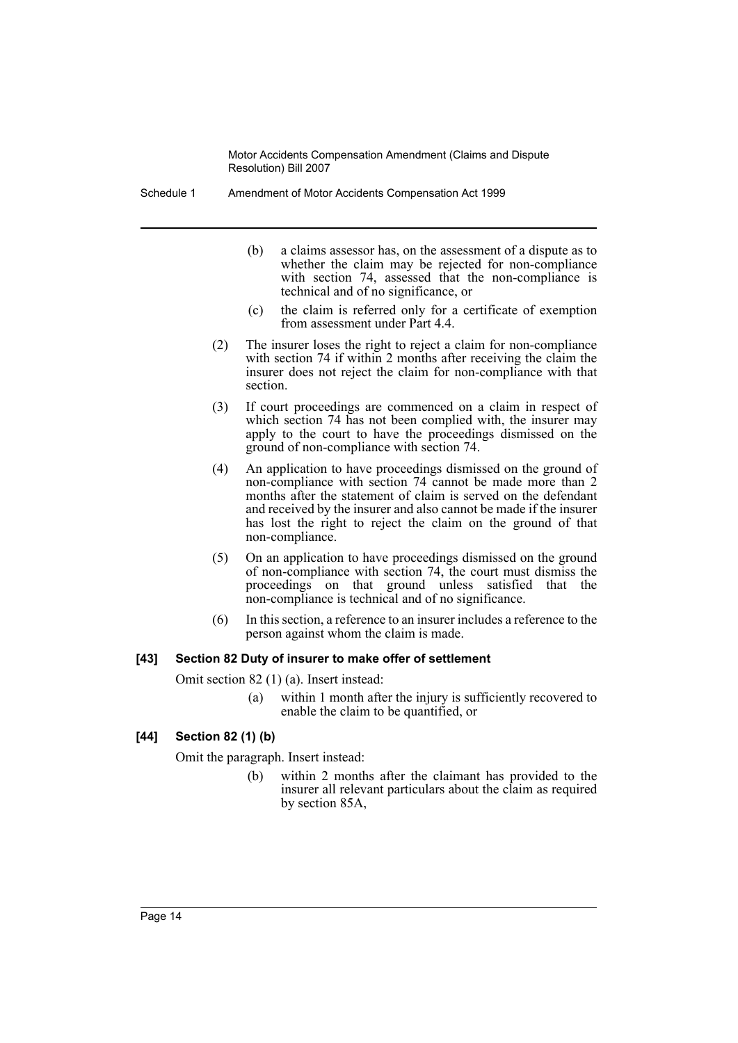(b) a claims assessor has, on the assessment of a dispute as to whether the claim may be rejected for non-compliance with section 74, assessed that the non-compliance is technical and of no significance, or

(c) the claim is referred only for a certificate of exemption from assessment under Part 4.4.

(2) The insurer loses the right to reject a claim for non-compliance with section 74 if within 2 months after receiving the claim the insurer does not reject the claim for non-compliance with that section.

(3) If court proceedings are commenced on a claim in respect of which section 74 has not been complied with, the insurer may apply to the court to have the proceedings dismissed on the ground of non-compliance with section 74.

(4) An application to have proceedings dismissed on the ground of non-compliance with section 74 cannot be made more than 2 months after the statement of claim is served on the defendant and received by the insurer and also cannot be made if the insurer has lost the right to reject the claim on the ground of that non-compliance.

(5) On an application to have proceedings dismissed on the ground of non-compliance with section 74, the court must dismiss the proceedings on that ground unless satisfied that the non-compliance is technical and of no significance.

(6) In this section, a reference to an insurer includes a reference to the person against whom the claim is made.

#### [43] Section 82 Duty of insurer to make offer of settlement

Omit section 82 (1) (a). Insert instead:

(a) within 1 month after the injury is sufficiently recovered to enable the claim to be quantified, or

#### [44] Section 82 (1) (b)

Omit the paragraph. Insert instead:

(b) within 2 months after the claimant has provided to the insurer all relevant particulars about the claim as required by section 85A,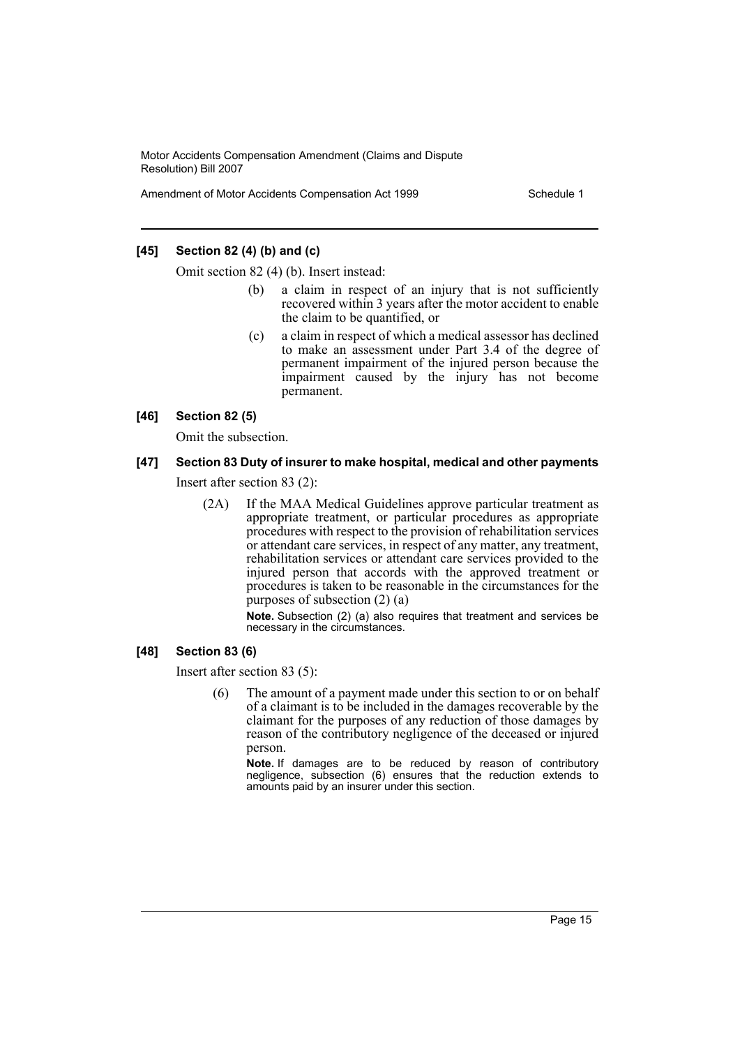### [45] Section 82 (4) (b) and (c)

Omit section 82 (4) (b). Insert instead:

> (b) a claim in respect of an injury that is not sufficiently recovered within 3 years after the motor accident to enable the claim to be quantified, or
>
> (c) a claim in respect of which a medical assessor has declined to make an assessment under Part 3.4 of the degree of permanent impairment of the injured person because the impairment caused by the injury has not become permanent.

### [46] Section 82 (5)

Omit the subsection.

### [47] Section 83 Duty of insurer to make hospital, medical and other payments

Insert after section 83 (2):

> (2A) If the MAA Medical Guidelines approve particular treatment as appropriate treatment, or particular procedures as appropriate procedures with respect to the provision of rehabilitation services or attendant care services, in respect of any matter, any treatment, rehabilitation services or attendant care services provided to the injured person that accords with the approved treatment or procedures is taken to be reasonable in the circumstances for the purposes of subsection (2) (a)
>
> **Note.** Subsection (2) (a) also requires that treatment and services be necessary in the circumstances.

### [48] Section 83 (6)

Insert after section 83 (5):

> (6) The amount of a payment made under this section to or on behalf of a claimant is to be included in the damages recoverable by the claimant for the purposes of any reduction of those damages by reason of the contributory negligence of the deceased or injured person.
>
> **Note.** If damages are to be reduced by reason of contributory negligence, subsection (6) ensures that the reduction extends to amounts paid by an insurer under this section.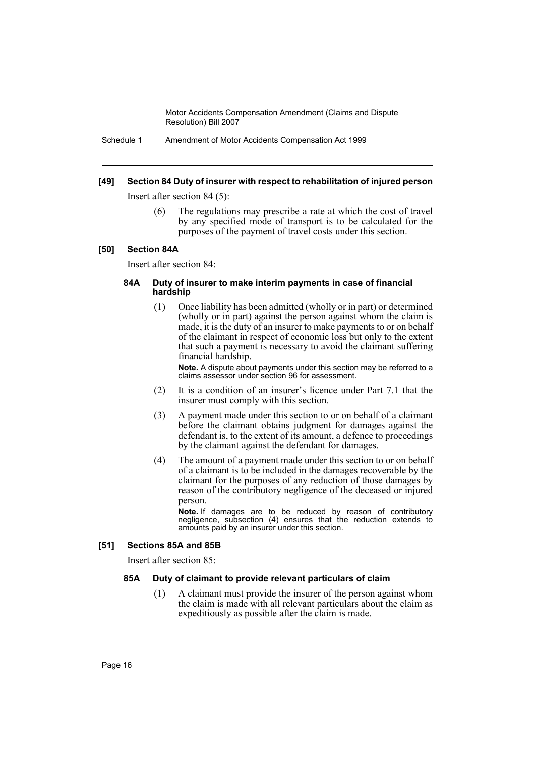### [49] Section 84 Duty of insurer with respect to rehabilitation of injured person

Insert after section 84 (5):

(6) The regulations may prescribe a rate at which the cost of travel by any specified mode of transport is to be calculated for the purposes of the payment of travel costs under this section.

### [50] Section 84A

Insert after section 84:

#### 84A Duty of insurer to make interim payments in case of financial hardship

(1) Once liability has been admitted (wholly or in part) or determined (wholly or in part) against the person against whom the claim is made, it is the duty of an insurer to make payments to or on behalf of the claimant in respect of economic loss but only to the extent that such a payment is necessary to avoid the claimant suffering financial hardship.

**Note.** A dispute about payments under this section may be referred to a claims assessor under section 96 for assessment.

(2) It is a condition of an insurer's licence under Part 7.1 that the insurer must comply with this section.

(3) A payment made under this section to or on behalf of a claimant before the claimant obtains judgment for damages against the defendant is, to the extent of its amount, a defence to proceedings by the claimant against the defendant for damages.

(4) The amount of a payment made under this section to or on behalf of a claimant is to be included in the damages recoverable by the claimant for the purposes of any reduction of those damages by reason of the contributory negligence of the deceased or injured person.

**Note.** If damages are to be reduced by reason of contributory negligence, subsection (4) ensures that the reduction extends to amounts paid by an insurer under this section.

### [51] Sections 85A and 85B

Insert after section 85:

#### 85A Duty of claimant to provide relevant particulars of claim

(1) A claimant must provide the insurer of the person against whom the claim is made with all relevant particulars about the claim as expeditiously as possible after the claim is made.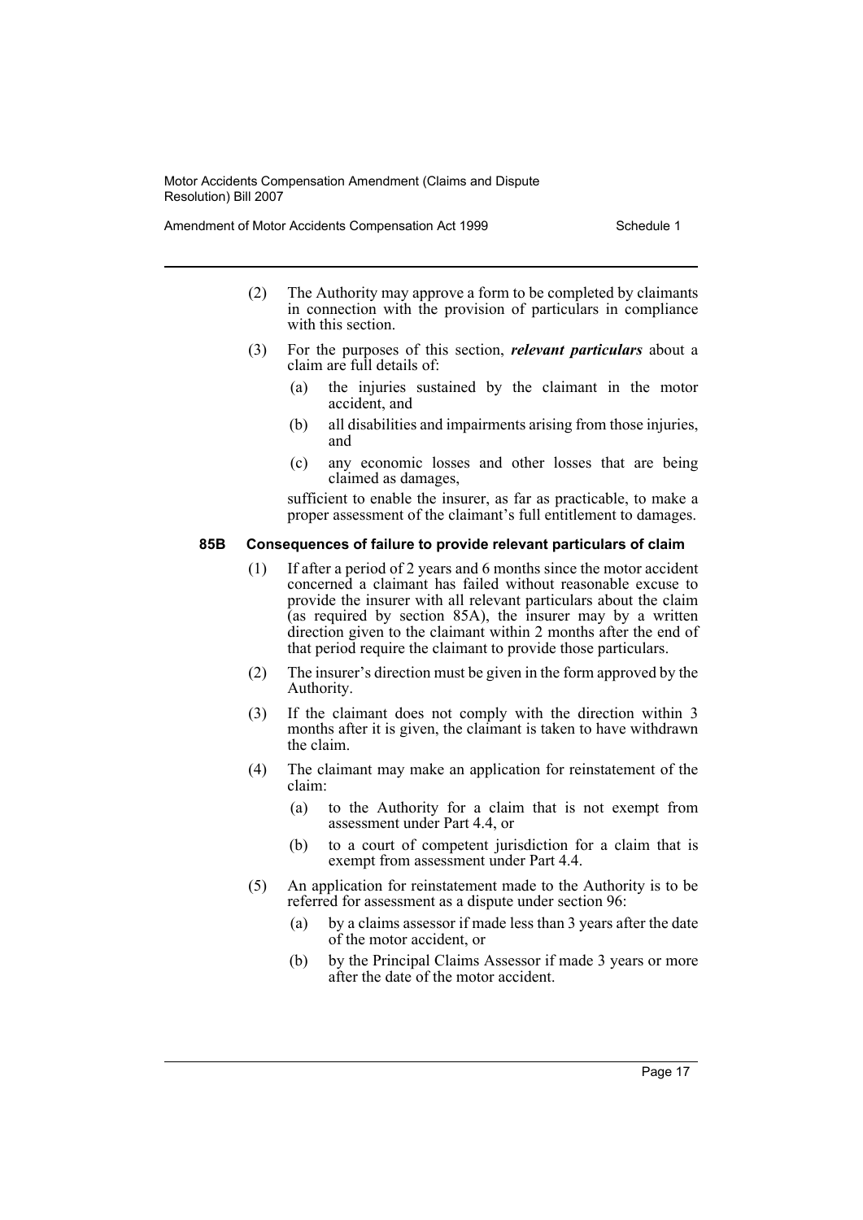(2) The Authority may approve a form to be completed by claimants in connection with the provision of particulars in compliance with this section.

(3) For the purposes of this section, ***relevant particulars*** about a claim are full details of:

- (a) the injuries sustained by the claimant in the motor accident, and
- (b) all disabilities and impairments arising from those injuries, and
- (c) any economic losses and other losses that are being claimed as damages,

sufficient to enable the insurer, as far as practicable, to make a proper assessment of the claimant's full entitlement to damages.

#### 85B Consequences of failure to provide relevant particulars of claim

(1) If after a period of 2 years and 6 months since the motor accident concerned a claimant has failed without reasonable excuse to provide the insurer with all relevant particulars about the claim (as required by section 85A), the insurer may by a written direction given to the claimant within 2 months after the end of that period require the claimant to provide those particulars.

(2) The insurer's direction must be given in the form approved by the Authority.

(3) If the claimant does not comply with the direction within 3 months after it is given, the claimant is taken to have withdrawn the claim.

(4) The claimant may make an application for reinstatement of the claim:

- (a) to the Authority for a claim that is not exempt from assessment under Part 4.4, or
- (b) to a court of competent jurisdiction for a claim that is exempt from assessment under Part 4.4.

(5) An application for reinstatement made to the Authority is to be referred for assessment as a dispute under section 96:

- (a) by a claims assessor if made less than 3 years after the date of the motor accident, or
- (b) by the Principal Claims Assessor if made 3 years or more after the date of the motor accident.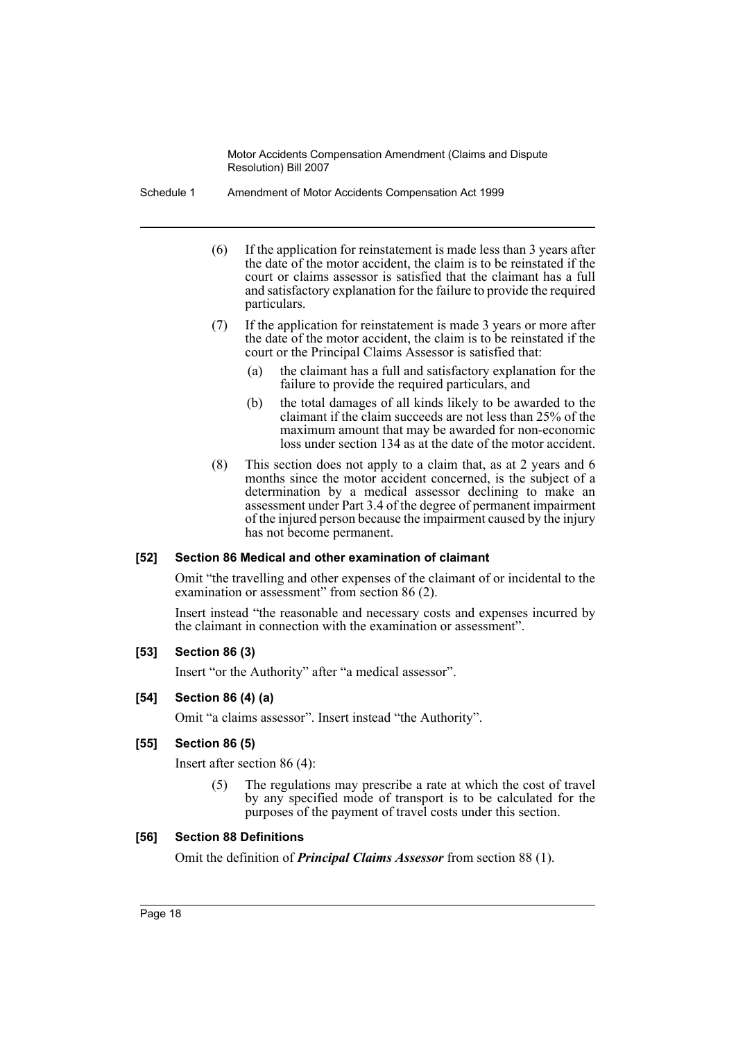(6) If the application for reinstatement is made less than 3 years after the date of the motor accident, the claim is to be reinstated if the court or claims assessor is satisfied that the claimant has a full and satisfactory explanation for the failure to provide the required particulars.

(7) If the application for reinstatement is made 3 years or more after the date of the motor accident, the claim is to be reinstated if the court or the Principal Claims Assessor is satisfied that:

(a) the claimant has a full and satisfactory explanation for the failure to provide the required particulars, and

(b) the total damages of all kinds likely to be awarded to the claimant if the claim succeeds are not less than 25% of the maximum amount that may be awarded for non-economic loss under section 134 as at the date of the motor accident.

(8) This section does not apply to a claim that, as at 2 years and 6 months since the motor accident concerned, is the subject of a determination by a medical assessor declining to make an assessment under Part 3.4 of the degree of permanent impairment of the injured person because the impairment caused by the injury has not become permanent.

### [52] Section 86 Medical and other examination of claimant

Omit "the travelling and other expenses of the claimant of or incidental to the examination or assessment" from section 86 (2).

Insert instead "the reasonable and necessary costs and expenses incurred by the claimant in connection with the examination or assessment".

### [53] Section 86 (3)

Insert "or the Authority" after "a medical assessor".

### [54] Section 86 (4) (a)

Omit "a claims assessor". Insert instead "the Authority".

### [55] Section 86 (5)

Insert after section 86 (4):

(5) The regulations may prescribe a rate at which the cost of travel by any specified mode of transport is to be calculated for the purposes of the payment of travel costs under this section.

### [56] Section 88 Definitions

Omit the definition of ***Principal Claims Assessor*** from section 88 (1).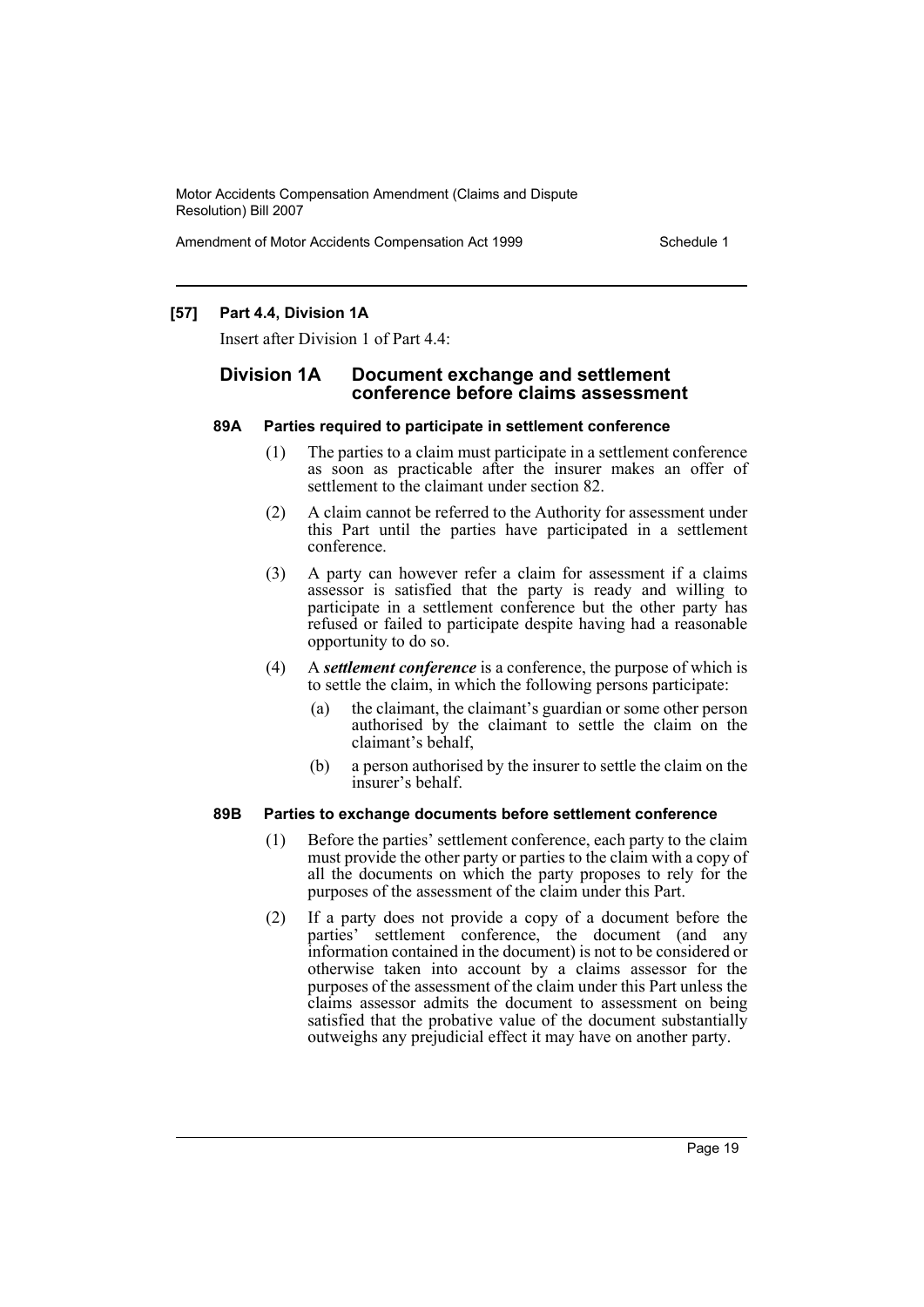### [57] Part 4.4, Division 1A

Insert after Division 1 of Part 4.4:

## Division 1A Document exchange and settlement conference before claims assessment

#### 89A Parties required to participate in settlement conference

(1) The parties to a claim must participate in a settlement conference as soon as practicable after the insurer makes an offer of settlement to the claimant under section 82.

(2) A claim cannot be referred to the Authority for assessment under this Part until the parties have participated in a settlement conference.

(3) A party can however refer a claim for assessment if a claims assessor is satisfied that the party is ready and willing to participate in a settlement conference but the other party has refused or failed to participate despite having had a reasonable opportunity to do so.

(4) A ***settlement conference*** is a conference, the purpose of which is to settle the claim, in which the following persons participate:

- (a) the claimant, the claimant's guardian or some other person authorised by the claimant to settle the claim on the claimant's behalf,
- (b) a person authorised by the insurer to settle the claim on the insurer's behalf.

#### 89B Parties to exchange documents before settlement conference

(1) Before the parties' settlement conference, each party to the claim must provide the other party or parties to the claim with a copy of all the documents on which the party proposes to rely for the purposes of the assessment of the claim under this Part.

(2) If a party does not provide a copy of a document before the parties' settlement conference, the document (and any information contained in the document) is not to be considered or otherwise taken into account by a claims assessor for the purposes of the assessment of the claim under this Part unless the claims assessor admits the document to assessment on being satisfied that the probative value of the document substantially outweighs any prejudicial effect it may have on another party.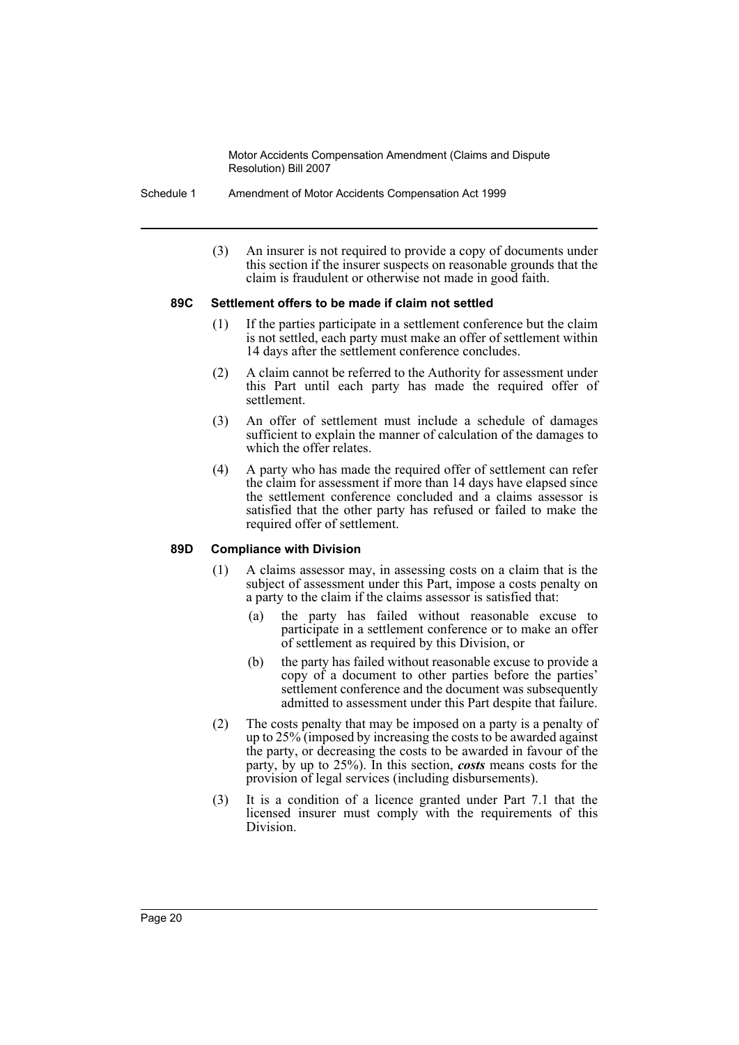(3) An insurer is not required to provide a copy of documents under this section if the insurer suspects on reasonable grounds that the claim is fraudulent or otherwise not made in good faith.

### 89C Settlement offers to be made if claim not settled

(1) If the parties participate in a settlement conference but the claim is not settled, each party must make an offer of settlement within 14 days after the settlement conference concludes.

(2) A claim cannot be referred to the Authority for assessment under this Part until each party has made the required offer of settlement.

(3) An offer of settlement must include a schedule of damages sufficient to explain the manner of calculation of the damages to which the offer relates.

(4) A party who has made the required offer of settlement can refer the claim for assessment if more than 14 days have elapsed since the settlement conference concluded and a claims assessor is satisfied that the other party has refused or failed to make the required offer of settlement.

### 89D Compliance with Division

(1) A claims assessor may, in assessing costs on a claim that is the subject of assessment under this Part, impose a costs penalty on a party to the claim if the claims assessor is satisfied that:

- (a) the party has failed without reasonable excuse to participate in a settlement conference or to make an offer of settlement as required by this Division, or
- (b) the party has failed without reasonable excuse to provide a copy of a document to other parties before the parties' settlement conference and the document was subsequently admitted to assessment under this Part despite that failure.

(2) The costs penalty that may be imposed on a party is a penalty of up to 25% (imposed by increasing the costs to be awarded against the party, or decreasing the costs to be awarded in favour of the party, by up to 25%). In this section, ***costs*** means costs for the provision of legal services (including disbursements).

(3) It is a condition of a licence granted under Part 7.1 that the licensed insurer must comply with the requirements of this Division.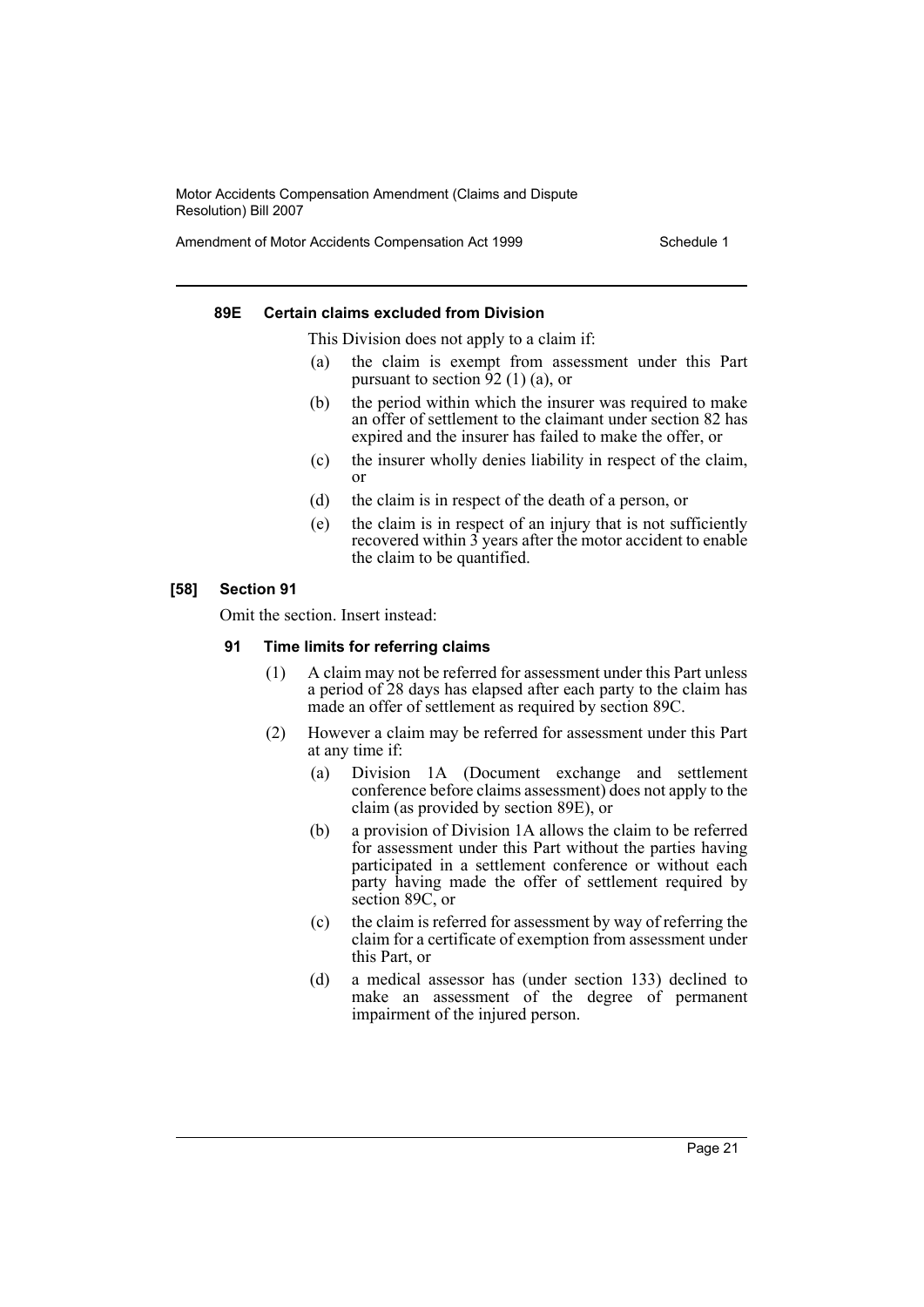#### 89E Certain claims excluded from Division

This Division does not apply to a claim if:

(a) the claim is exempt from assessment under this Part pursuant to section 92 (1) (a), or

(b) the period within which the insurer was required to make an offer of settlement to the claimant under section 82 has expired and the insurer has failed to make the offer, or

(c) the insurer wholly denies liability in respect of the claim, or

(d) the claim is in respect of the death of a person, or

(e) the claim is in respect of an injury that is not sufficiently recovered within 3 years after the motor accident to enable the claim to be quantified.

### [58] Section 91

Omit the section. Insert instead:

#### 91 Time limits for referring claims

(1) A claim may not be referred for assessment under this Part unless a period of 28 days has elapsed after each party to the claim has made an offer of settlement as required by section 89C.

(2) However a claim may be referred for assessment under this Part at any time if:

(a) Division 1A (Document exchange and settlement conference before claims assessment) does not apply to the claim (as provided by section 89E), or

(b) a provision of Division 1A allows the claim to be referred for assessment under this Part without the parties having participated in a settlement conference or without each party having made the offer of settlement required by section 89C, or

(c) the claim is referred for assessment by way of referring the claim for a certificate of exemption from assessment under this Part, or

(d) a medical assessor has (under section 133) declined to make an assessment of the degree of permanent impairment of the injured person.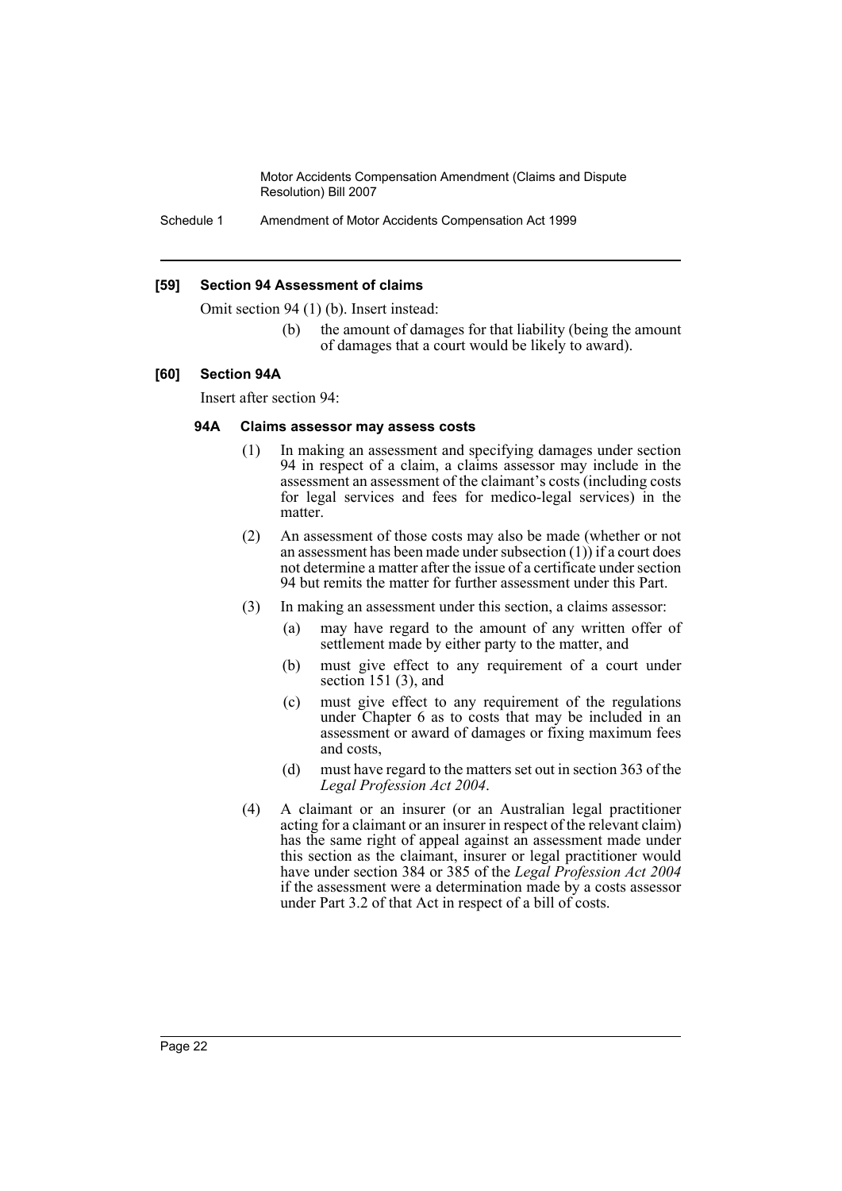### [59] Section 94 Assessment of claims

Omit section 94 (1) (b). Insert instead:

> (b) the amount of damages for that liability (being the amount of damages that a court would be likely to award).

### [60] Section 94A

Insert after section 94:

#### 94A Claims assessor may assess costs

(1) In making an assessment and specifying damages under section 94 in respect of a claim, a claims assessor may include in the assessment an assessment of the claimant's costs (including costs for legal services and fees for medico-legal services) in the matter.

(2) An assessment of those costs may also be made (whether or not an assessment has been made under subsection (1)) if a court does not determine a matter after the issue of a certificate under section 94 but remits the matter for further assessment under this Part.

(3) In making an assessment under this section, a claims assessor:

- (a) may have regard to the amount of any written offer of settlement made by either party to the matter, and
- (b) must give effect to any requirement of a court under section 151 (3), and
- (c) must give effect to any requirement of the regulations under Chapter 6 as to costs that may be included in an assessment or award of damages or fixing maximum fees and costs,
- (d) must have regard to the matters set out in section 363 of the *Legal Profession Act 2004*.

(4) A claimant or an insurer (or an Australian legal practitioner acting for a claimant or an insurer in respect of the relevant claim) has the same right of appeal against an assessment made under this section as the claimant, insurer or legal practitioner would have under section 384 or 385 of the *Legal Profession Act 2004* if the assessment were a determination made by a costs assessor under Part 3.2 of that Act in respect of a bill of costs.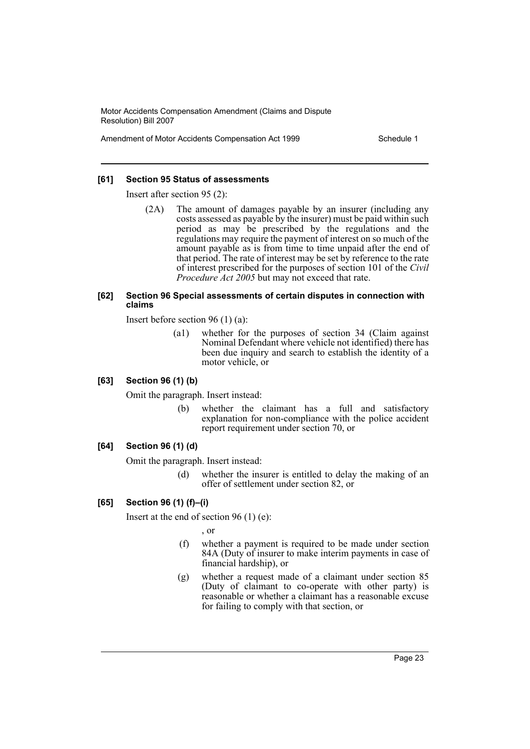### [61] Section 95 Status of assessments

Insert after section 95 (2):

(2A) The amount of damages payable by an insurer (including any costs assessed as payable by the insurer) must be paid within such period as may be prescribed by the regulations and the regulations may require the payment of interest on so much of the amount payable as is from time to time unpaid after the end of that period. The rate of interest may be set by reference to the rate of interest prescribed for the purposes of section 101 of the *Civil Procedure Act 2005* but may not exceed that rate.

### [62] Section 96 Special assessments of certain disputes in connection with claims

Insert before section 96 (1) (a):

(a1) whether for the purposes of section 34 (Claim against Nominal Defendant where vehicle not identified) there has been due inquiry and search to establish the identity of a motor vehicle, or

### [63] Section 96 (1) (b)

Omit the paragraph. Insert instead:

(b) whether the claimant has a full and satisfactory explanation for non-compliance with the police accident report requirement under section 70, or

### [64] Section 96 (1) (d)

Omit the paragraph. Insert instead:

(d) whether the insurer is entitled to delay the making of an offer of settlement under section 82, or

### [65] Section 96 (1) (f)–(i)

Insert at the end of section 96 (1) (e):

, or

(f) whether a payment is required to be made under section 84A (Duty of insurer to make interim payments in case of financial hardship), or

(g) whether a request made of a claimant under section 85 (Duty of claimant to co-operate with other party) is reasonable or whether a claimant has a reasonable excuse for failing to comply with that section, or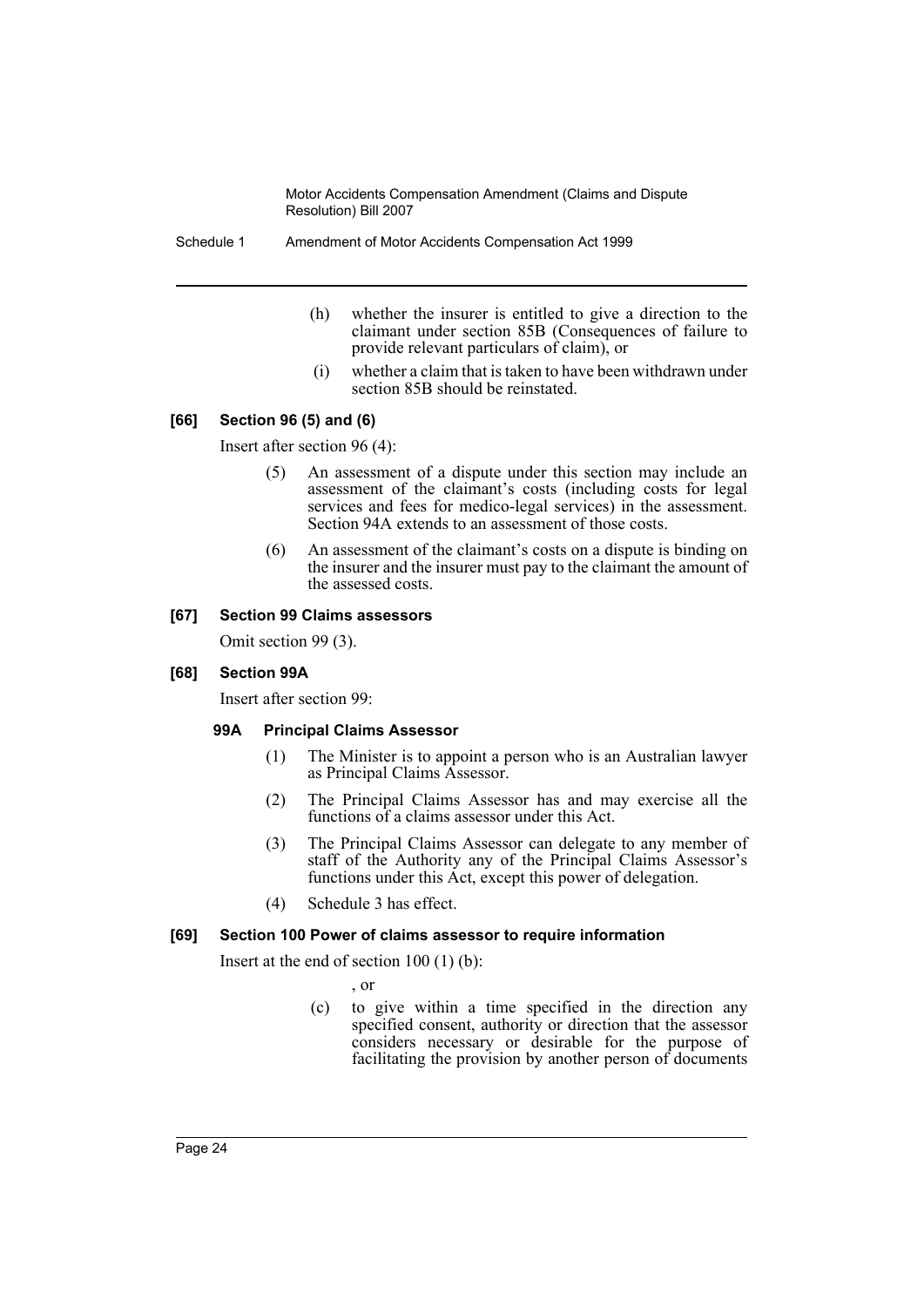(h) whether the insurer is entitled to give a direction to the claimant under section 85B (Consequences of failure to provide relevant particulars of claim), or

(i) whether a claim that is taken to have been withdrawn under section 85B should be reinstated.

#### [66] Section 96 (5) and (6)

Insert after section 96 (4):

(5) An assessment of a dispute under this section may include an assessment of the claimant's costs (including costs for legal services and fees for medico-legal services) in the assessment. Section 94A extends to an assessment of those costs.

(6) An assessment of the claimant's costs on a dispute is binding on the insurer and the insurer must pay to the claimant the amount of the assessed costs.

#### [67] Section 99 Claims assessors

Omit section 99 (3).

#### [68] Section 99A

Insert after section 99:

##### 99A Principal Claims Assessor

(1) The Minister is to appoint a person who is an Australian lawyer as Principal Claims Assessor.

(2) The Principal Claims Assessor has and may exercise all the functions of a claims assessor under this Act.

(3) The Principal Claims Assessor can delegate to any member of staff of the Authority any of the Principal Claims Assessor's functions under this Act, except this power of delegation.

(4) Schedule 3 has effect.

#### [69] Section 100 Power of claims assessor to require information

Insert at the end of section 100 (1) (b):

, or

(c) to give within a time specified in the direction any specified consent, authority or direction that the assessor considers necessary or desirable for the purpose of facilitating the provision by another person of documents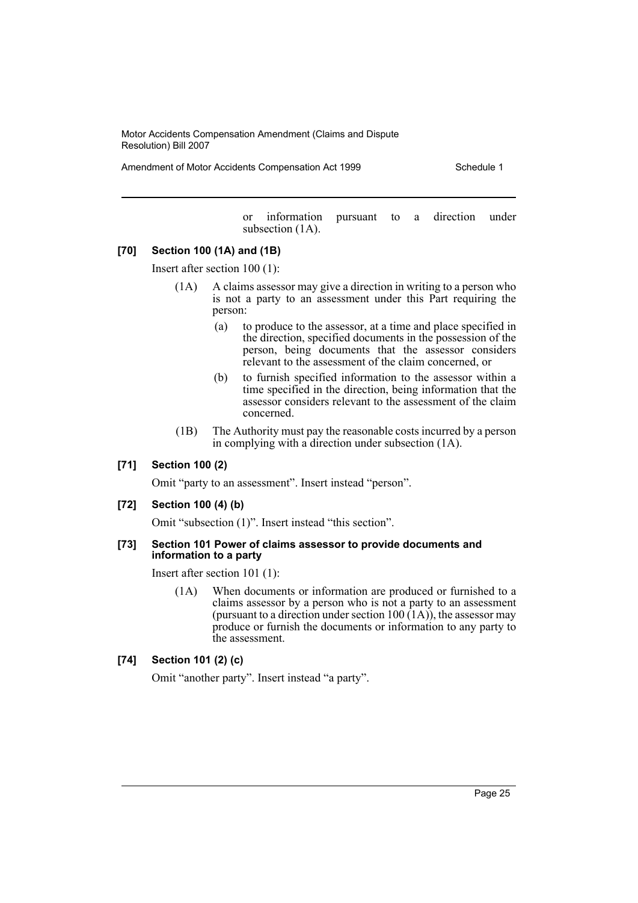or information pursuant to a direction under subsection (1A).

**[70] Section 100 (1A) and (1B)**

Insert after section 100 (1):

(1A) A claims assessor may give a direction in writing to a person who is not a party to an assessment under this Part requiring the person:

(a) to produce to the assessor, at a time and place specified in the direction, specified documents in the possession of the person, being documents that the assessor considers relevant to the assessment of the claim concerned, or

(b) to furnish specified information to the assessor within a time specified in the direction, being information that the assessor considers relevant to the assessment of the claim concerned.

(1B) The Authority must pay the reasonable costs incurred by a person in complying with a direction under subsection (1A).

**[71] Section 100 (2)**

Omit "party to an assessment". Insert instead "person".

**[72] Section 100 (4) (b)**

Omit "subsection (1)". Insert instead "this section".

**[73] Section 101 Power of claims assessor to provide documents and information to a party**

Insert after section 101 (1):

(1A) When documents or information are produced or furnished to a claims assessor by a person who is not a party to an assessment (pursuant to a direction under section 100 (1A)), the assessor may produce or furnish the documents or information to any party to the assessment.

**[74] Section 101 (2) (c)**

Omit "another party". Insert instead "a party".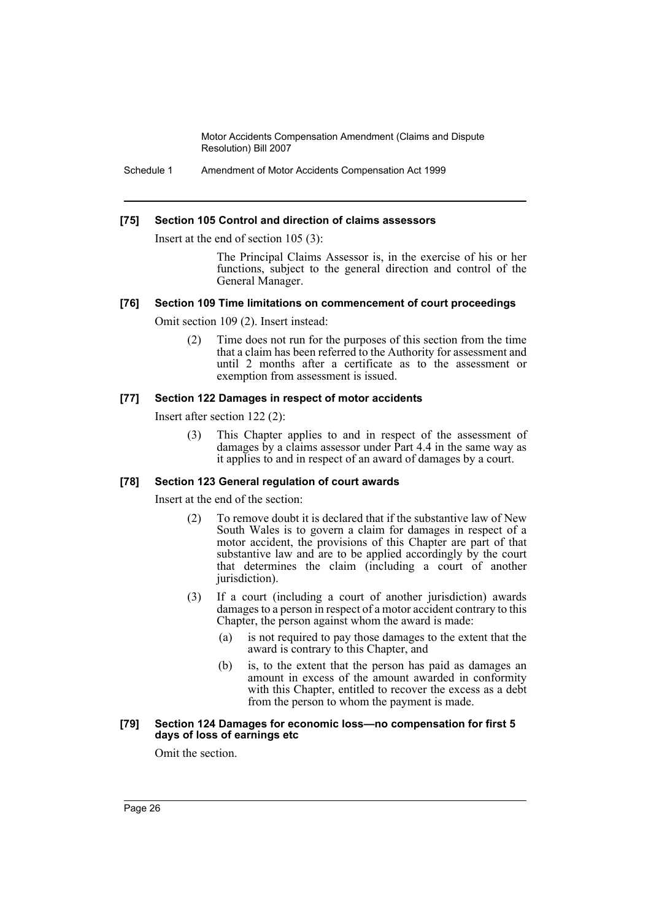#### [75] Section 105 Control and direction of claims assessors

Insert at the end of section 105 (3):

> The Principal Claims Assessor is, in the exercise of his or her functions, subject to the general direction and control of the General Manager.

#### [76] Section 109 Time limitations on commencement of court proceedings

Omit section 109 (2). Insert instead:

> (2) Time does not run for the purposes of this section from the time that a claim has been referred to the Authority for assessment and until 2 months after a certificate as to the assessment or exemption from assessment is issued.

#### [77] Section 122 Damages in respect of motor accidents

Insert after section 122 (2):

> (3) This Chapter applies to and in respect of the assessment of damages by a claims assessor under Part 4.4 in the same way as it applies to and in respect of an award of damages by a court.

#### [78] Section 123 General regulation of court awards

Insert at the end of the section:

> (2) To remove doubt it is declared that if the substantive law of New South Wales is to govern a claim for damages in respect of a motor accident, the provisions of this Chapter are part of that substantive law and are to be applied accordingly by the court that determines the claim (including a court of another jurisdiction).
>
> (3) If a court (including a court of another jurisdiction) awards damages to a person in respect of a motor accident contrary to this Chapter, the person against whom the award is made:
>
> (a) is not required to pay those damages to the extent that the award is contrary to this Chapter, and
>
> (b) is, to the extent that the person has paid as damages an amount in excess of the amount awarded in conformity with this Chapter, entitled to recover the excess as a debt from the person to whom the payment is made.

#### [79] Section 124 Damages for economic loss—no compensation for first 5 days of loss of earnings etc

Omit the section.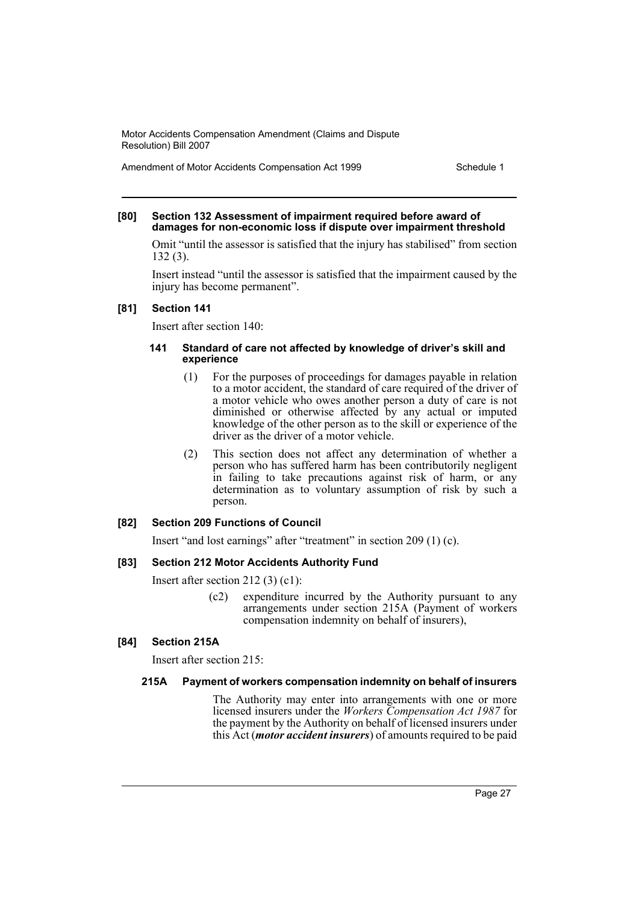**[80] Section 132 Assessment of impairment required before award of damages for non-economic loss if dispute over impairment threshold**

Omit "until the assessor is satisfied that the injury has stabilised" from section 132 (3).

Insert instead "until the assessor is satisfied that the impairment caused by the injury has become permanent".

**[81] Section 141**

Insert after section 140:

**141 Standard of care not affected by knowledge of driver's skill and experience**

(1) For the purposes of proceedings for damages payable in relation to a motor accident, the standard of care required of the driver of a motor vehicle who owes another person a duty of care is not diminished or otherwise affected by any actual or imputed knowledge of the other person as to the skill or experience of the driver as the driver of a motor vehicle.

(2) This section does not affect any determination of whether a person who has suffered harm has been contributorily negligent in failing to take precautions against risk of harm, or any determination as to voluntary assumption of risk by such a person.

**[82] Section 209 Functions of Council**

Insert "and lost earnings" after "treatment" in section 209 (1) (c).

**[83] Section 212 Motor Accidents Authority Fund**

Insert after section 212 (3) (c1):

(c2) expenditure incurred by the Authority pursuant to any arrangements under section 215A (Payment of workers compensation indemnity on behalf of insurers),

**[84] Section 215A**

Insert after section 215:

**215A Payment of workers compensation indemnity on behalf of insurers**

The Authority may enter into arrangements with one or more licensed insurers under the *Workers Compensation Act 1987* for the payment by the Authority on behalf of licensed insurers under this Act (***motor accident insurers***) of amounts required to be paid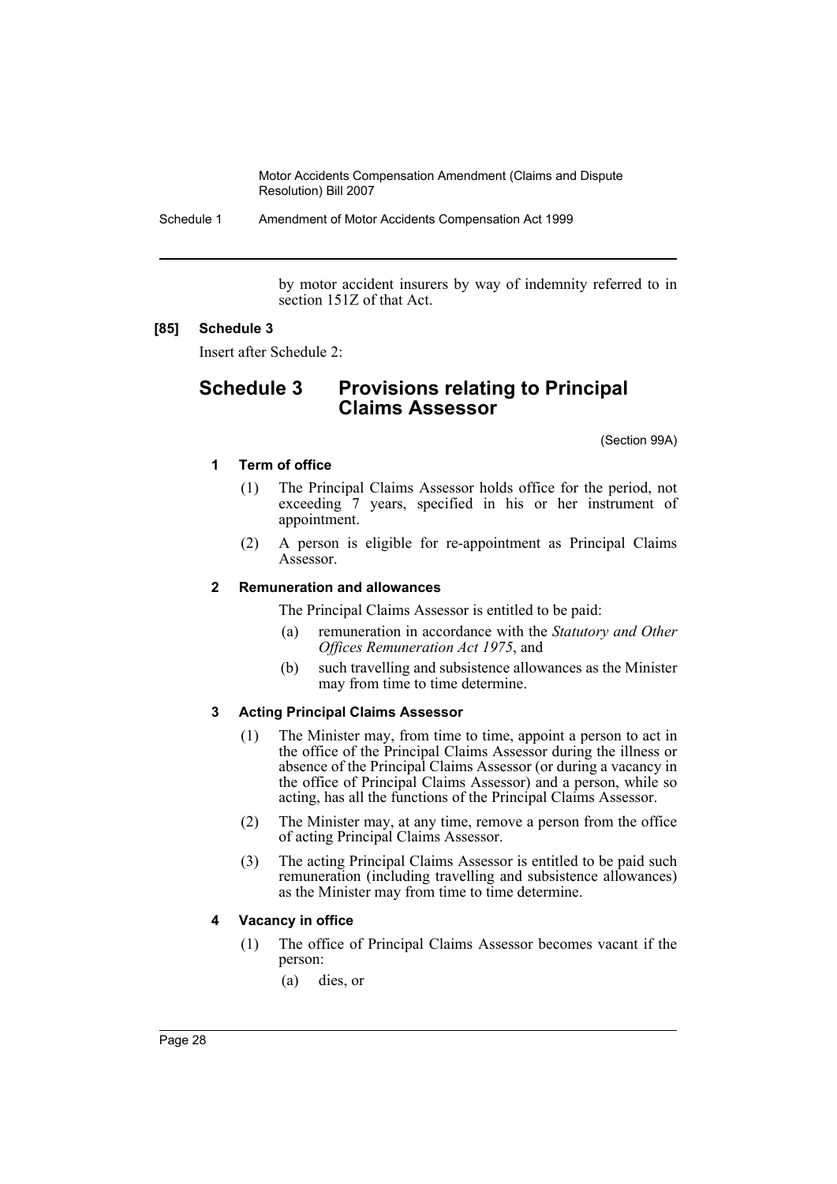by motor accident insurers by way of indemnity referred to in section 151Z of that Act.

**[85] Schedule 3**

Insert after Schedule 2:

## Schedule 3 Provisions relating to Principal Claims Assessor

(Section 99A)

### 1 Term of office

(1) The Principal Claims Assessor holds office for the period, not exceeding 7 years, specified in his or her instrument of appointment.

(2) A person is eligible for re-appointment as Principal Claims Assessor.

### 2 Remuneration and allowances

The Principal Claims Assessor is entitled to be paid:

(a) remuneration in accordance with the *Statutory and Other Offices Remuneration Act 1975*, and

(b) such travelling and subsistence allowances as the Minister may from time to time determine.

### 3 Acting Principal Claims Assessor

(1) The Minister may, from time to time, appoint a person to act in the office of the Principal Claims Assessor during the illness or absence of the Principal Claims Assessor (or during a vacancy in the office of Principal Claims Assessor) and a person, while so acting, has all the functions of the Principal Claims Assessor.

(2) The Minister may, at any time, remove a person from the office of acting Principal Claims Assessor.

(3) The acting Principal Claims Assessor is entitled to be paid such remuneration (including travelling and subsistence allowances) as the Minister may from time to time determine.

### 4 Vacancy in office

(1) The office of Principal Claims Assessor becomes vacant if the person:

(a) dies, or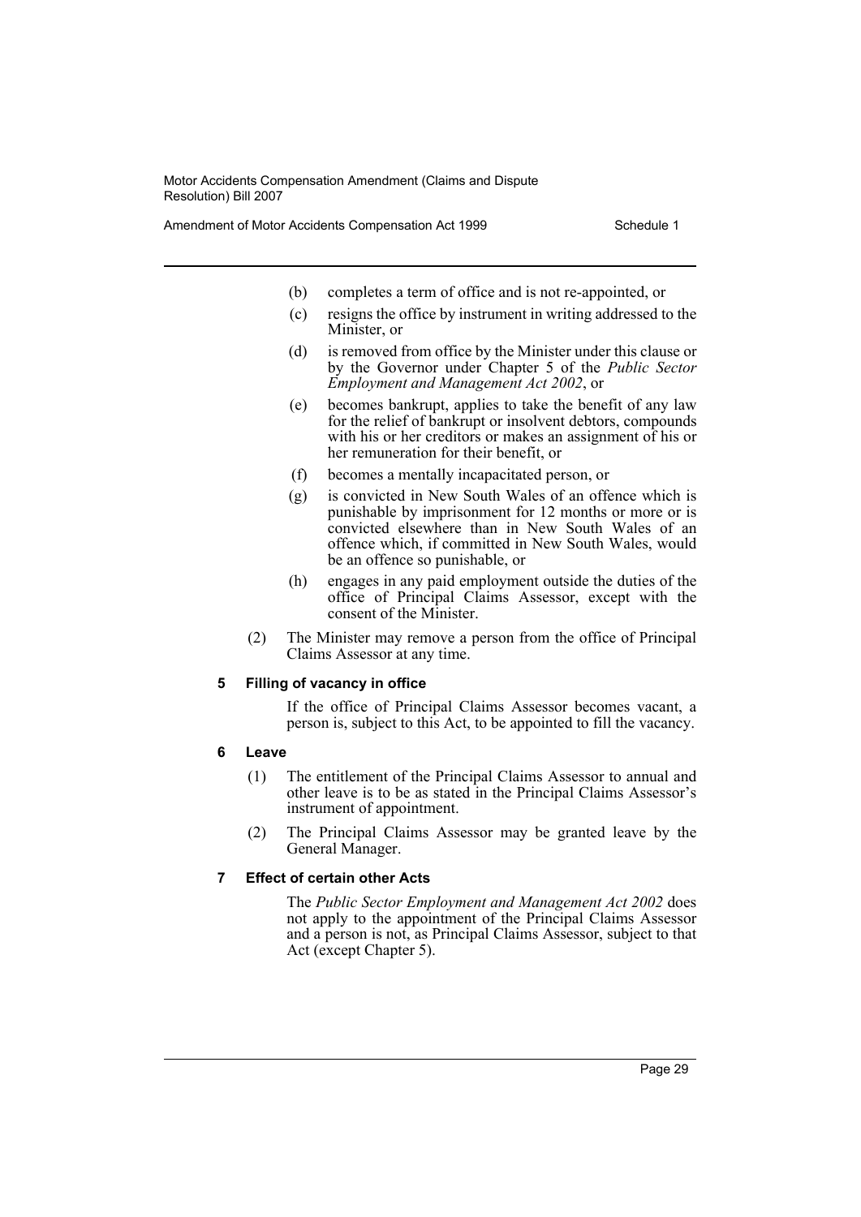(b) completes a term of office and is not re-appointed, or

(c) resigns the office by instrument in writing addressed to the Minister, or

(d) is removed from office by the Minister under this clause or by the Governor under Chapter 5 of the *Public Sector Employment and Management Act 2002*, or

(e) becomes bankrupt, applies to take the benefit of any law for the relief of bankrupt or insolvent debtors, compounds with his or her creditors or makes an assignment of his or her remuneration for their benefit, or

(f) becomes a mentally incapacitated person, or

(g) is convicted in New South Wales of an offence which is punishable by imprisonment for 12 months or more or is convicted elsewhere than in New South Wales of an offence which, if committed in New South Wales, would be an offence so punishable, or

(h) engages in any paid employment outside the duties of the office of Principal Claims Assessor, except with the consent of the Minister.

(2) The Minister may remove a person from the office of Principal Claims Assessor at any time.

**5 Filling of vacancy in office**

If the office of Principal Claims Assessor becomes vacant, a person is, subject to this Act, to be appointed to fill the vacancy.

**6 Leave**

(1) The entitlement of the Principal Claims Assessor to annual and other leave is to be as stated in the Principal Claims Assessor's instrument of appointment.

(2) The Principal Claims Assessor may be granted leave by the General Manager.

**7 Effect of certain other Acts**

The *Public Sector Employment and Management Act 2002* does not apply to the appointment of the Principal Claims Assessor and a person is not, as Principal Claims Assessor, subject to that Act (except Chapter 5).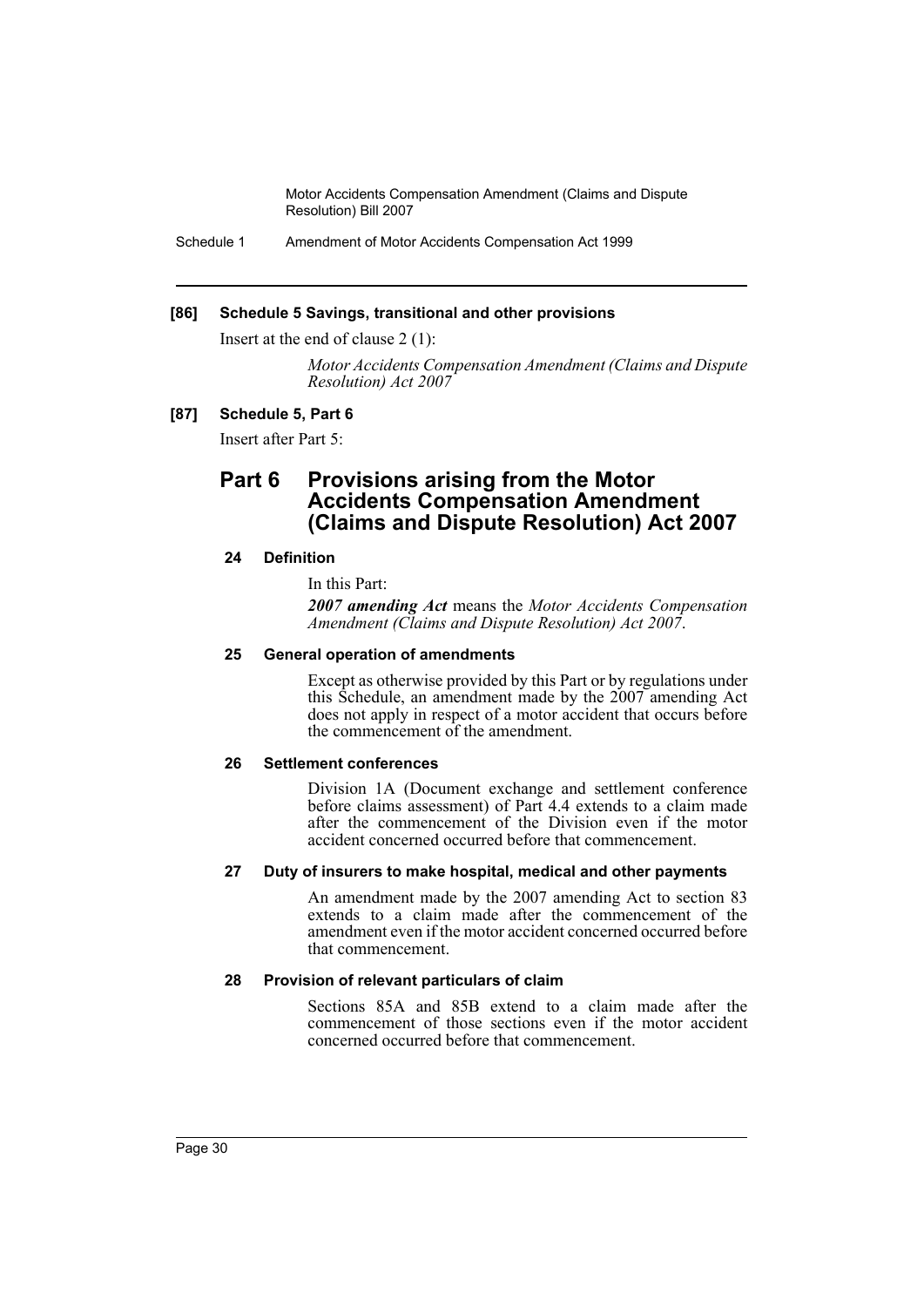**[86] Schedule 5 Savings, transitional and other provisions**

Insert at the end of clause 2 (1):

*Motor Accidents Compensation Amendment (Claims and Dispute Resolution) Act 2007*

**[87] Schedule 5, Part 6**

Insert after Part 5:

## Part 6 Provisions arising from the Motor Accidents Compensation Amendment (Claims and Dispute Resolution) Act 2007

### 24 Definition

In this Part:

***2007 amending Act*** means the *Motor Accidents Compensation Amendment (Claims and Dispute Resolution) Act 2007*.

### 25 General operation of amendments

Except as otherwise provided by this Part or by regulations under this Schedule, an amendment made by the 2007 amending Act does not apply in respect of a motor accident that occurs before the commencement of the amendment.

### 26 Settlement conferences

Division 1A (Document exchange and settlement conference before claims assessment) of Part 4.4 extends to a claim made after the commencement of the Division even if the motor accident concerned occurred before that commencement.

### 27 Duty of insurers to make hospital, medical and other payments

An amendment made by the 2007 amending Act to section 83 extends to a claim made after the commencement of the amendment even if the motor accident concerned occurred before that commencement.

### 28 Provision of relevant particulars of claim

Sections 85A and 85B extend to a claim made after the commencement of those sections even if the motor accident concerned occurred before that commencement.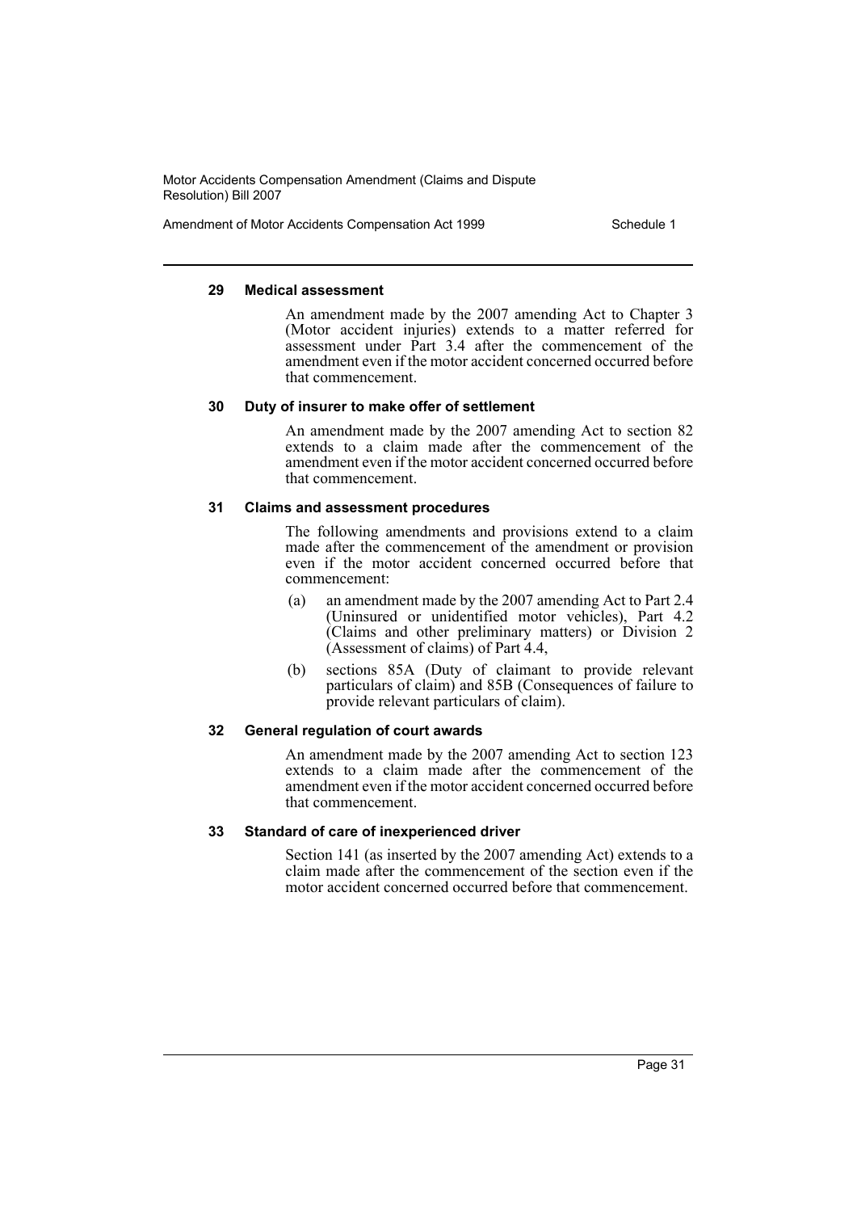#### 29 Medical assessment

An amendment made by the 2007 amending Act to Chapter 3 (Motor accident injuries) extends to a matter referred for assessment under Part 3.4 after the commencement of the amendment even if the motor accident concerned occurred before that commencement.

#### 30 Duty of insurer to make offer of settlement

An amendment made by the 2007 amending Act to section 82 extends to a claim made after the commencement of the amendment even if the motor accident concerned occurred before that commencement.

#### 31 Claims and assessment procedures

The following amendments and provisions extend to a claim made after the commencement of the amendment or provision even if the motor accident concerned occurred before that commencement:

- (a) an amendment made by the 2007 amending Act to Part 2.4 (Uninsured or unidentified motor vehicles), Part 4.2 (Claims and other preliminary matters) or Division 2 (Assessment of claims) of Part 4.4,
- (b) sections 85A (Duty of claimant to provide relevant particulars of claim) and 85B (Consequences of failure to provide relevant particulars of claim).

#### 32 General regulation of court awards

An amendment made by the 2007 amending Act to section 123 extends to a claim made after the commencement of the amendment even if the motor accident concerned occurred before that commencement.

#### 33 Standard of care of inexperienced driver

Section 141 (as inserted by the 2007 amending Act) extends to a claim made after the commencement of the section even if the motor accident concerned occurred before that commencement.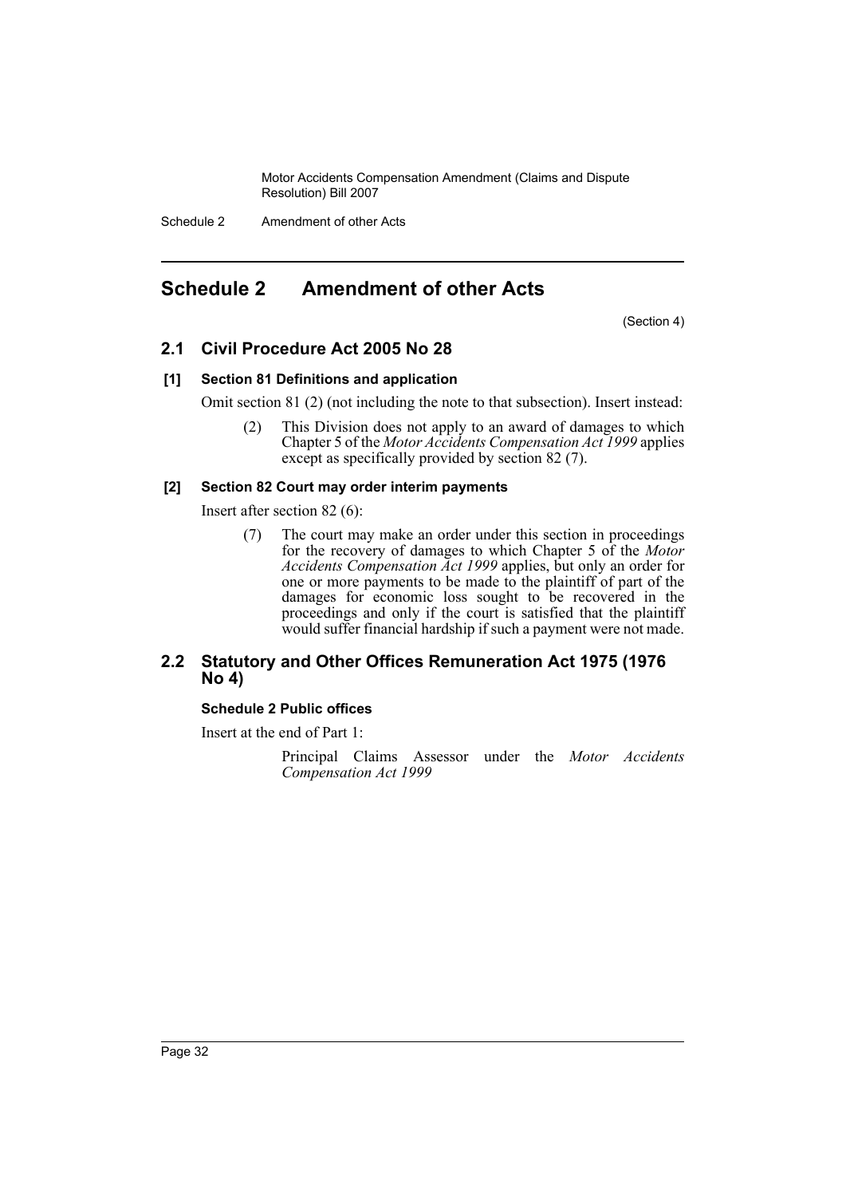# Schedule 2 Amendment of other Acts

(Section 4)

## 2.1 Civil Procedure Act 2005 No 28

### [1] Section 81 Definitions and application

Omit section 81 (2) (not including the note to that subsection). Insert instead:

> (2) This Division does not apply to an award of damages to which Chapter 5 of the *Motor Accidents Compensation Act 1999* applies except as specifically provided by section 82 (7).

### [2] Section 82 Court may order interim payments

Insert after section 82 (6):

> (7) The court may make an order under this section in proceedings for the recovery of damages to which Chapter 5 of the *Motor Accidents Compensation Act 1999* applies, but only an order for one or more payments to be made to the plaintiff of part of the damages for economic loss sought to be recovered in the proceedings and only if the court is satisfied that the plaintiff would suffer financial hardship if such a payment were not made.

## 2.2 Statutory and Other Offices Remuneration Act 1975 (1976 No 4)

### Schedule 2 Public offices

Insert at the end of Part 1:

> Principal Claims Assessor under the *Motor Accidents Compensation Act 1999*